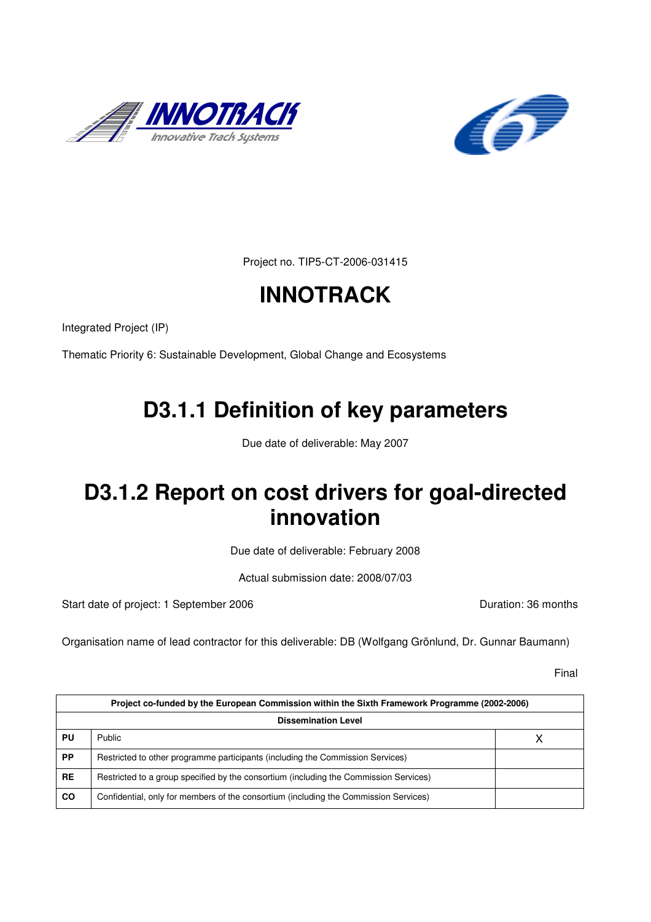Project no. TIP5-CT-2006-031415

# INNOTRACK

Integrated Project (IP)

Thematic Priority 6: Sustainable Development, Global Change and Ecosystems

# D3.1.1 Definition of key parameters

Due date of deliverable: May 2007

# D3.1.2 Report on cost drivers for goal-directed innovation

Due date of deliverable: February 2008

Actual submission date: 2008/07/03

Start date of project: 1 September 2006 Duration: 36 months

Organisation name of lead contractor for this deliverable: DB (Wolfgang Grönlund, Dr. Gunnar Baumann)

Final

| Project co-funded by the European Commission within the Sixth Framework Programme (2002-2006) | | |
|---|---|---|
| **Dissemination Level** | | |
| **PU** | Public | X |
| **PP** | Restricted to other programme participants (including the Commission Services) | |
| **RE** | Restricted to a group specified by the consortium (including the Commission Services) | |
| **CO** | Confidential, only for members of the consortium (including the Commission Services) | |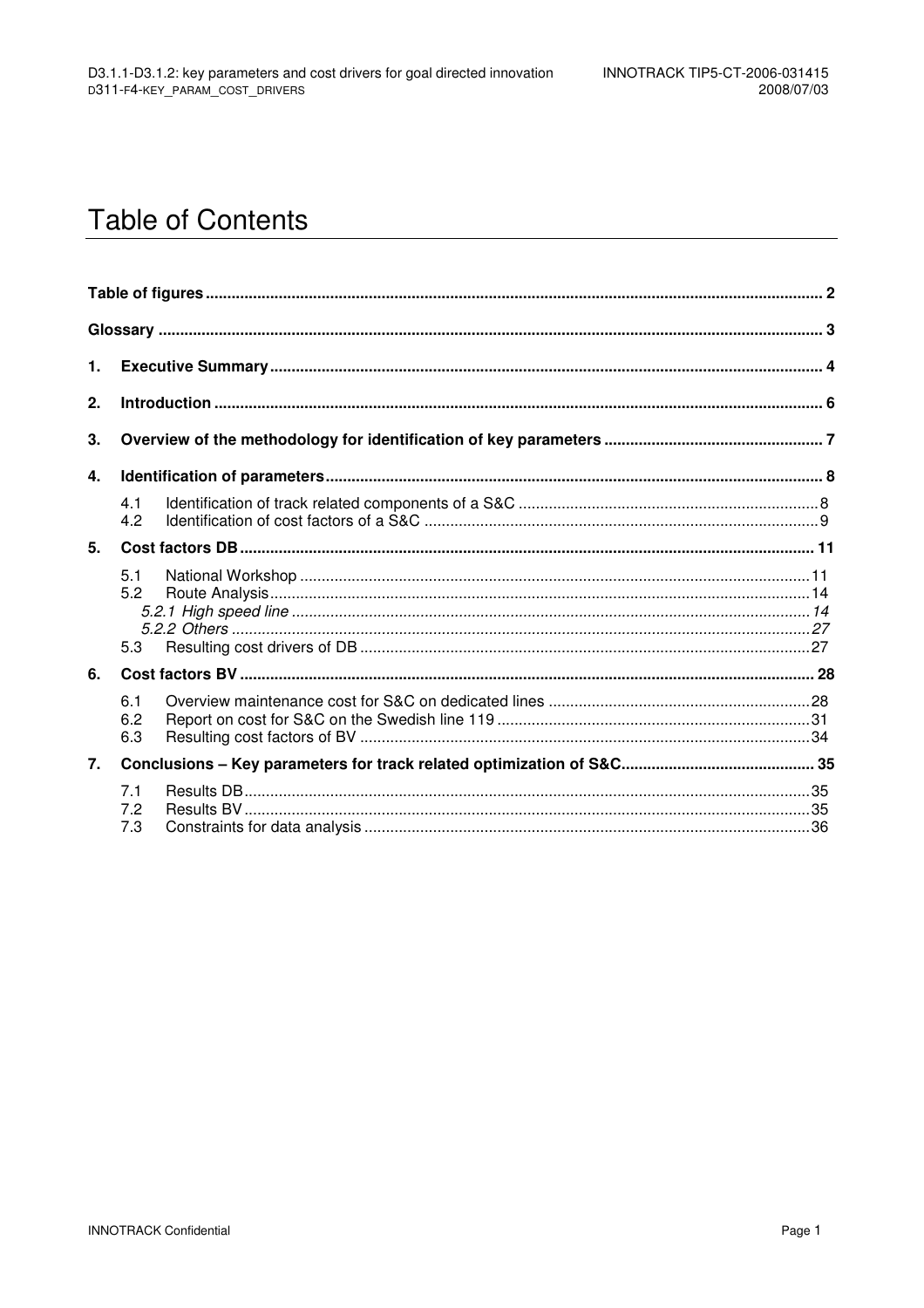# Table of Contents

**Table of figures** ........ 2

**Glossary** ........ 3

**1. Executive Summary** ........ 4

**2. Introduction** ........ 6

**3. Overview of the methodology for identification of key parameters** ........ 7

**4. Identification of parameters** ........ 8

- 4.1 Identification of track related components of a S&C ........ 8
- 4.2 Identification of cost factors of a S&C ........ 9

**5. Cost factors DB** ........ 11

- 5.1 National Workshop ........ 11
- 5.2 Route Analysis ........ 14
  - *5.2.1 High speed line* ........ *14*
  - *5.2.2 Others* ........ *27*
- 5.3 Resulting cost drivers of DB ........ 27

**6. Cost factors BV** ........ 28

- 6.1 Overview maintenance cost for S&C on dedicated lines ........ 28
- 6.2 Report on cost for S&C on the Swedish line 119 ........ 31
- 6.3 Resulting cost factors of BV ........ 34

**7. Conclusions – Key parameters for track related optimization of S&C** ........ 35

- 7.1 Results DB ........ 35
- 7.2 Results BV ........ 35
- 7.3 Constraints for data analysis ........ 36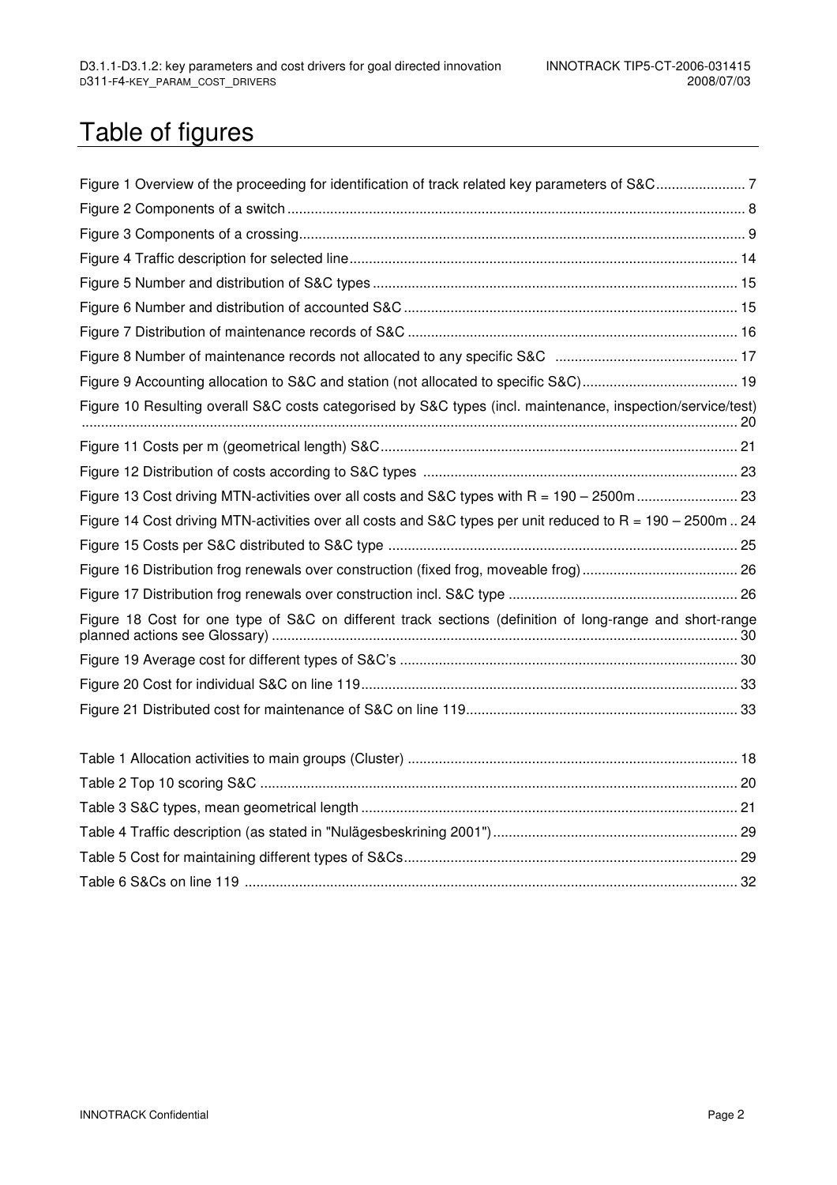# Table of figures

Figure 1 Overview of the proceeding for identification of track related key parameters of S&C ....................... 7

Figure 2 Components of a switch .................................................................................................................... 8

Figure 3 Components of a crossing ................................................................................................................. 9

Figure 4 Traffic description for selected line ................................................................................................... 14

Figure 5 Number and distribution of S&C types ............................................................................................. 15

Figure 6 Number and distribution of accounted S&C ..................................................................................... 15

Figure 7 Distribution of maintenance records of S&C .................................................................................... 16

Figure 8 Number of maintenance records not allocated to any specific S&C ............................................... 17

Figure 9 Accounting allocation to S&C and station (not allocated to specific S&C) ........................................ 19

Figure 10 Resulting overall S&C costs categorised by S&C types (incl. maintenance, inspection/service/test) ....................................................................................................................................................... 20

Figure 11 Costs per m (geometrical length) S&C ........................................................................................... 21

Figure 12 Distribution of costs according to S&C types ................................................................................ 23

Figure 13 Cost driving MTN-activities over all costs and S&C types with R = 190 – 2500m .......................... 23

Figure 14 Cost driving MTN-activities over all costs and S&C types per unit reduced to R = 190 – 2500m .. 24

Figure 15 Costs per S&C distributed to S&C type ......................................................................................... 25

Figure 16 Distribution frog renewals over construction (fixed frog, moveable frog) ........................................ 26

Figure 17 Distribution frog renewals over construction incl. S&C type ........................................................... 26

Figure 18 Cost for one type of S&C on different track sections (definition of long-range and short-range planned actions see Glossary) ....................................................................................................................... 30

Figure 19 Average cost for different types of S&C's ...................................................................................... 30

Figure 20 Cost for individual S&C on line 119 ................................................................................................ 33

Figure 21 Distributed cost for maintenance of S&C on line 119 ..................................................................... 33

Table 1 Allocation activities to main groups (Cluster) .................................................................................... 18

Table 2 Top 10 scoring S&C .......................................................................................................................... 20

Table 3 S&C types, mean geometrical length ................................................................................................ 21

Table 4 Traffic description (as stated in "Nulägesbeskrining 2001") ............................................................... 29

Table 5 Cost for maintaining different types of S&Cs ..................................................................................... 29

Table 6 S&Cs on line 119 .............................................................................................................................. 32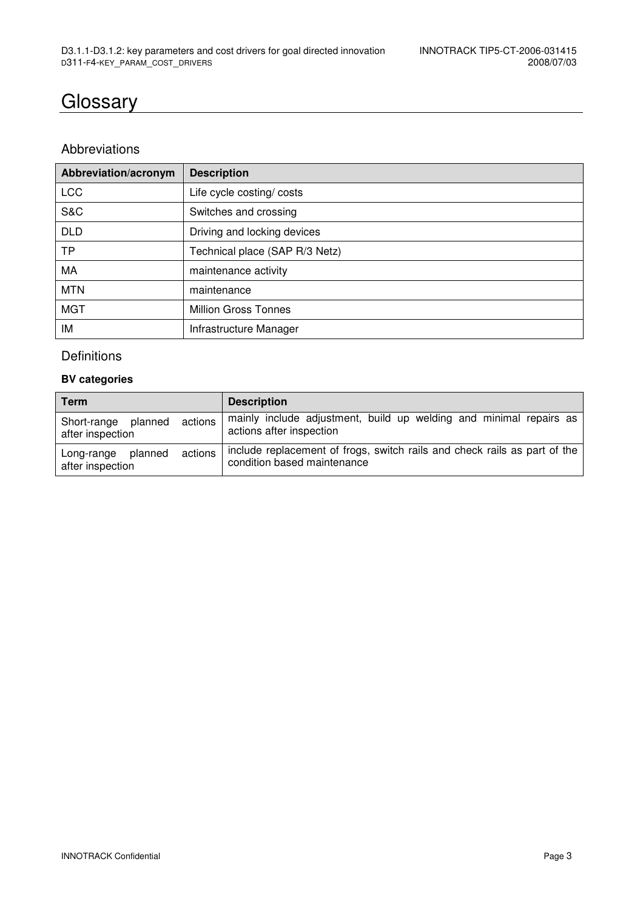# Glossary

## Abbreviations

| Abbreviation/acronym | Description |
|---|---|
| LCC | Life cycle costing/ costs |
| S&C | Switches and crossing |
| DLD | Driving and locking devices |
| TP | Technical place (SAP R/3 Netz) |
| MA | maintenance activity |
| MTN | maintenance |
| MGT | Million Gross Tonnes |
| IM | Infrastructure Manager |

## Definitions

**BV categories**

| Term | Description |
|---|---|
| Short-range planned actions after inspection | mainly include adjustment, build up welding and minimal repairs as actions after inspection |
| Long-range planned actions after inspection | include replacement of frogs, switch rails and check rails as part of the condition based maintenance |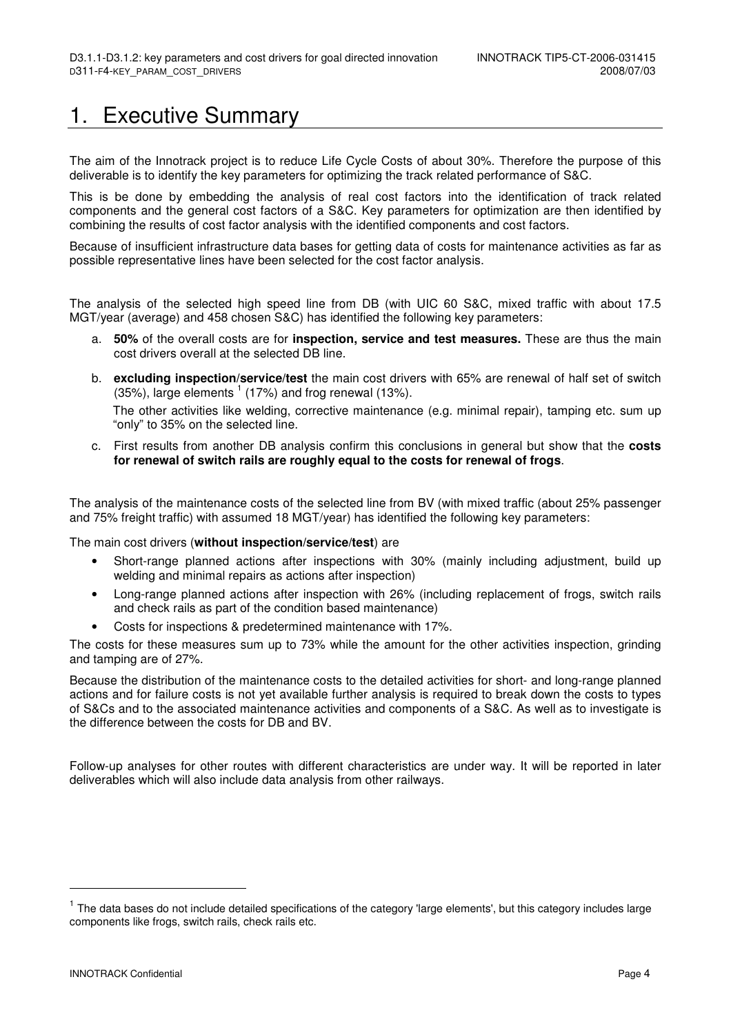# 1. Executive Summary

The aim of the Innotrack project is to reduce Life Cycle Costs of about 30%. Therefore the purpose of this deliverable is to identify the key parameters for optimizing the track related performance of S&C.

This is be done by embedding the analysis of real cost factors into the identification of track related components and the general cost factors of a S&C. Key parameters for optimization are then identified by combining the results of cost factor analysis with the identified components and cost factors.

Because of insufficient infrastructure data bases for getting data of costs for maintenance activities as far as possible representative lines have been selected for the cost factor analysis.

The analysis of the selected high speed line from DB (with UIC 60 S&C, mixed traffic with about 17.5 MGT/year (average) and 458 chosen S&C) has identified the following key parameters:

a. **50%** of the overall costs are for **inspection, service and test measures.** These are thus the main cost drivers overall at the selected DB line.

b. **excluding inspection/service/test** the main cost drivers with 65% are renewal of half set of switch (35%), large elements [1] (17%) and frog renewal (13%).

   The other activities like welding, corrective maintenance (e.g. minimal repair), tamping etc. sum up "only" to 35% on the selected line.

c. First results from another DB analysis confirm this conclusions in general but show that the **costs for renewal of switch rails are roughly equal to the costs for renewal of frogs**.

The analysis of the maintenance costs of the selected line from BV (with mixed traffic (about 25% passenger and 75% freight traffic) with assumed 18 MGT/year) has identified the following key parameters:

The main cost drivers (**without inspection/service/test**) are

- Short-range planned actions after inspections with 30% (mainly including adjustment, build up welding and minimal repairs as actions after inspection)
- Long-range planned actions after inspection with 26% (including replacement of frogs, switch rails and check rails as part of the condition based maintenance)
- Costs for inspections & predetermined maintenance with 17%.

The costs for these measures sum up to 73% while the amount for the other activities inspection, grinding and tamping are of 27%.

Because the distribution of the maintenance costs to the detailed activities for short- and long-range planned actions and for failure costs is not yet available further analysis is required to break down the costs to types of S&Cs and to the associated maintenance activities and components of a S&C. As well as to investigate is the difference between the costs for DB and BV.

Follow-up analyses for other routes with different characteristics are under way. It will be reported in later deliverables which will also include data analysis from other railways.

---

[1] The data bases do not include detailed specifications of the category 'large elements', but this category includes large components like frogs, switch rails, check rails etc.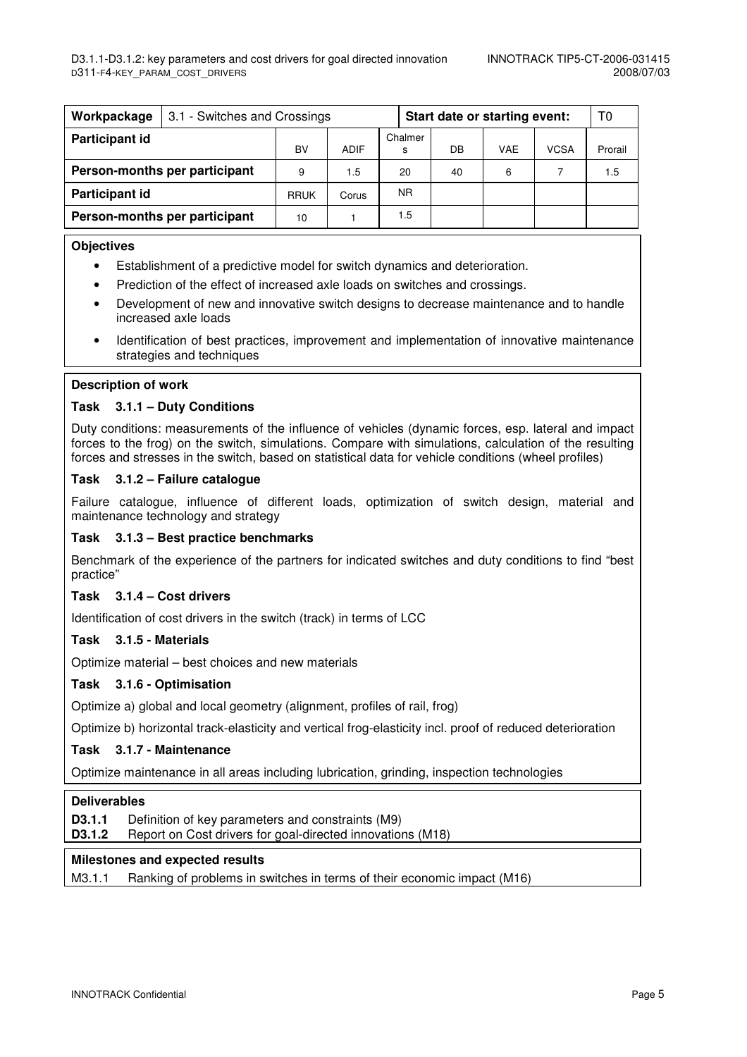| Workpackage | 3.1 - Switches and Crossings | | | Start date or starting event: | | | T0 |
|---|---|---|---|---|---|---|---|
| **Participant id** | BV | ADIF | Chalmers | DB | VAE | VCSA | Prorail |
| **Person-months per participant** | 9 | 1.5 | 20 | 40 | 6 | 7 | 1.5 |
| **Participant id** | RRUK | Corus | NR | | | | |
| **Person-months per participant** | 10 | 1 | 1.5 | | | | |

**Objectives**

- Establishment of a predictive model for switch dynamics and deterioration.
- Prediction of the effect of increased axle loads on switches and crossings.
- Development of new and innovative switch designs to decrease maintenance and to handle increased axle loads
- Identification of best practices, improvement and implementation of innovative maintenance strategies and techniques

**Description of work**

**Task 3.1.1 – Duty Conditions**

Duty conditions: measurements of the influence of vehicles (dynamic forces, esp. lateral and impact forces to the frog) on the switch, simulations. Compare with simulations, calculation of the resulting forces and stresses in the switch, based on statistical data for vehicle conditions (wheel profiles)

**Task 3.1.2 – Failure catalogue**

Failure catalogue, influence of different loads, optimization of switch design, material and maintenance technology and strategy

**Task 3.1.3 – Best practice benchmarks**

Benchmark of the experience of the partners for indicated switches and duty conditions to find "best practice"

**Task 3.1.4 – Cost drivers**

Identification of cost drivers in the switch (track) in terms of LCC

**Task 3.1.5 - Materials**

Optimize material – best choices and new materials

**Task 3.1.6 - Optimisation**

Optimize a) global and local geometry (alignment, profiles of rail, frog)

Optimize b) horizontal track-elasticity and vertical frog-elasticity incl. proof of reduced deterioration

**Task 3.1.7 - Maintenance**

Optimize maintenance in all areas including lubrication, grinding, inspection technologies

**Deliverables**

**D3.1.1** Definition of key parameters and constraints (M9)
**D3.1.2** Report on Cost drivers for goal-directed innovations (M18)

**Milestones and expected results**

M3.1.1 Ranking of problems in switches in terms of their economic impact (M16)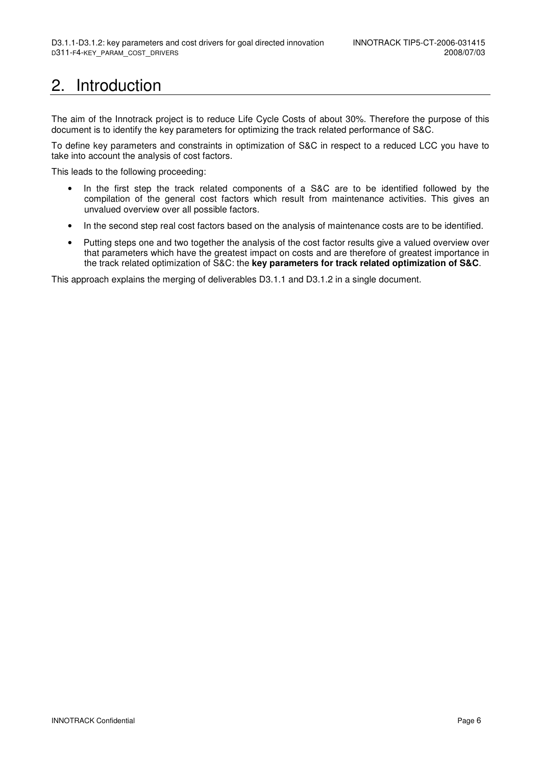# 2. Introduction

The aim of the Innotrack project is to reduce Life Cycle Costs of about 30%. Therefore the purpose of this document is to identify the key parameters for optimizing the track related performance of S&C.

To define key parameters and constraints in optimization of S&C in respect to a reduced LCC you have to take into account the analysis of cost factors.

This leads to the following proceeding:

- In the first step the track related components of a S&C are to be identified followed by the compilation of the general cost factors which result from maintenance activities. This gives an unvalued overview over all possible factors.
- In the second step real cost factors based on the analysis of maintenance costs are to be identified.
- Putting steps one and two together the analysis of the cost factor results give a valued overview over that parameters which have the greatest impact on costs and are therefore of greatest importance in the track related optimization of S&C: the **key parameters for track related optimization of S&C**.

This approach explains the merging of deliverables D3.1.1 and D3.1.2 in a single document.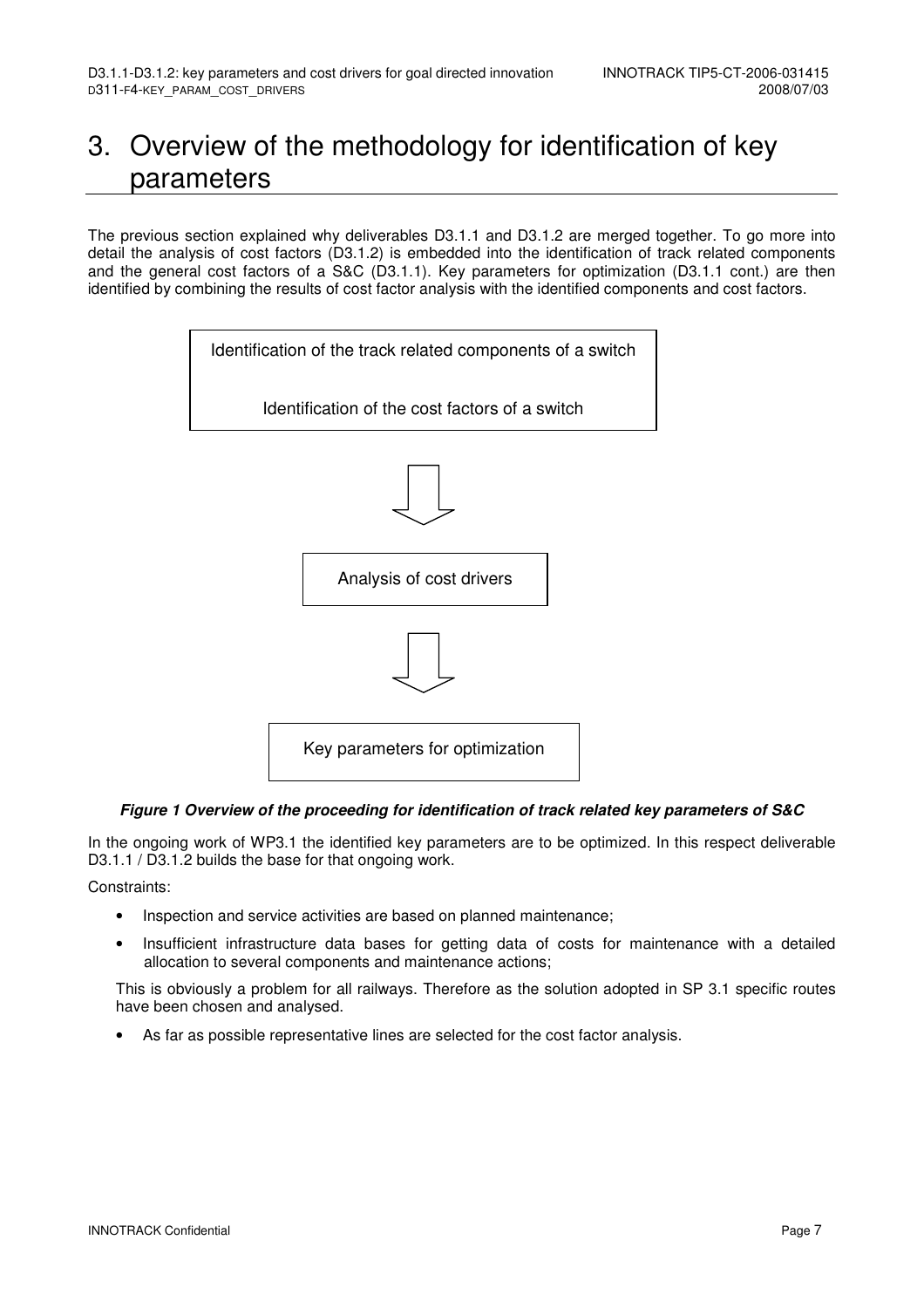# 3. Overview of the methodology for identification of key parameters

The previous section explained why deliverables D3.1.1 and D3.1.2 are merged together. To go more into detail the analysis of cost factors (D3.1.2) is embedded into the identification of track related components and the general cost factors of a S&C (D3.1.1). Key parameters for optimization (D3.1.1 cont.) are then identified by combining the results of cost factor analysis with the identified components and cost factors.

Identification of the track related components of a switch

Identification of the cost factors of a switch

Analysis of cost drivers

Key parameters for optimization

***Figure 1 Overview of the proceeding for identification of track related key parameters of S&C***

In the ongoing work of WP3.1 the identified key parameters are to be optimized. In this respect deliverable D3.1.1 / D3.1.2 builds the base for that ongoing work.

Constraints:

- Inspection and service activities are based on planned maintenance;
- Insufficient infrastructure data bases for getting data of costs for maintenance with a detailed allocation to several components and maintenance actions;

This is obviously a problem for all railways. Therefore as the solution adopted in SP 3.1 specific routes have been chosen and analysed.

- As far as possible representative lines are selected for the cost factor analysis.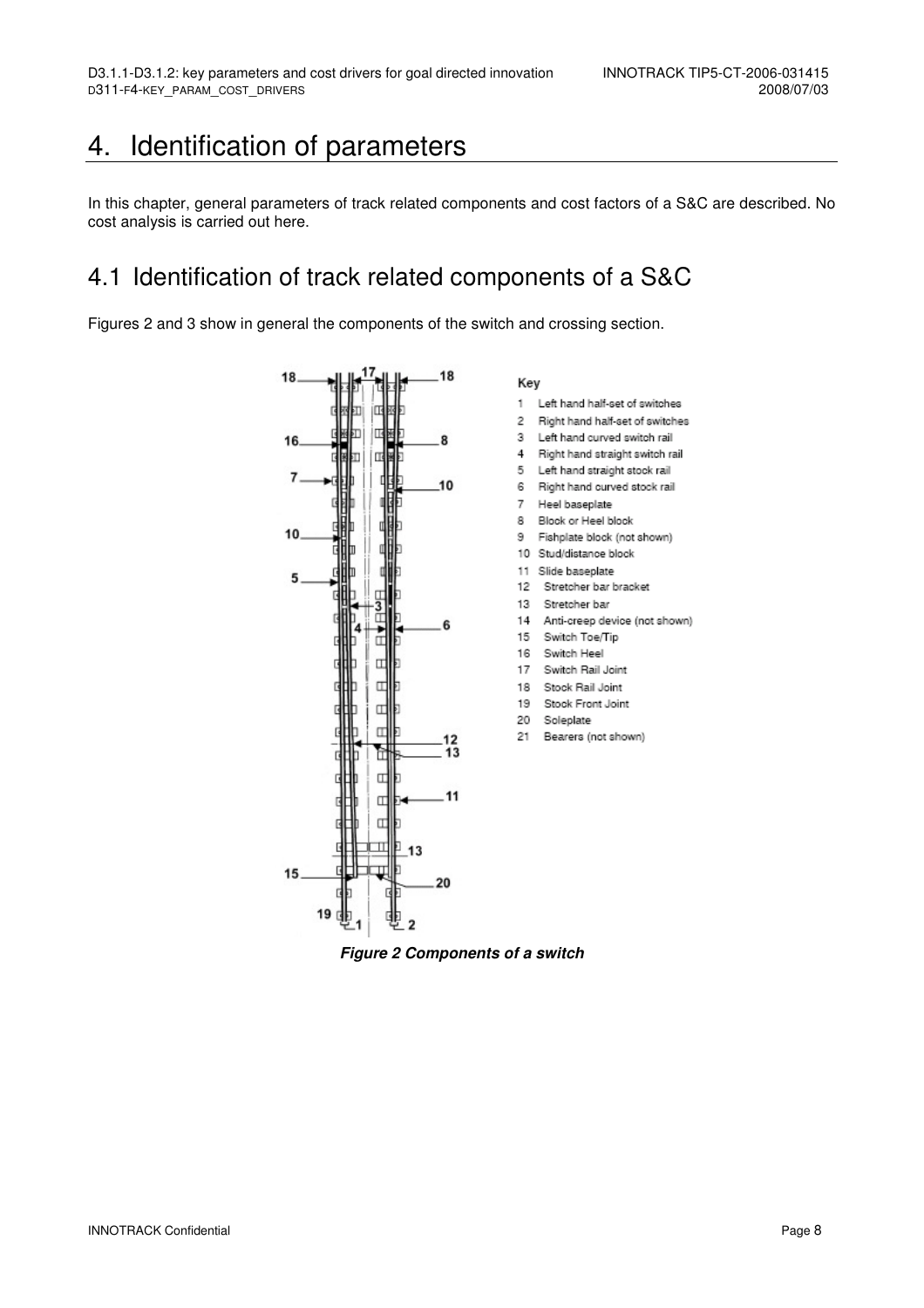# 4. Identification of parameters

In this chapter, general parameters of track related components and cost factors of a S&C are described. No cost analysis is carried out here.

## 4.1 Identification of track related components of a S&C

Figures 2 and 3 show in general the components of the switch and crossing section.

Key

1 Left hand half-set of switches
2 Right hand half-set of switches
3 Left hand curved switch rail
4 Right hand straight switch rail
5 Left hand straight stock rail
6 Right hand curved stock rail
7 Heel baseplate
8 Block or Heel block
9 Fishplate block (not shown)
10 Stud/distance block
11 Slide baseplate
12 Stretcher bar bracket
13 Stretcher bar
14 Anti-creep device (not shown)
15 Switch Toe/Tip
16 Switch Heel
17 Switch Rail Joint
18 Stock Rail Joint
19 Stock Front Joint
20 Soleplate
21 Bearers (not shown)

***Figure 2 Components of a switch***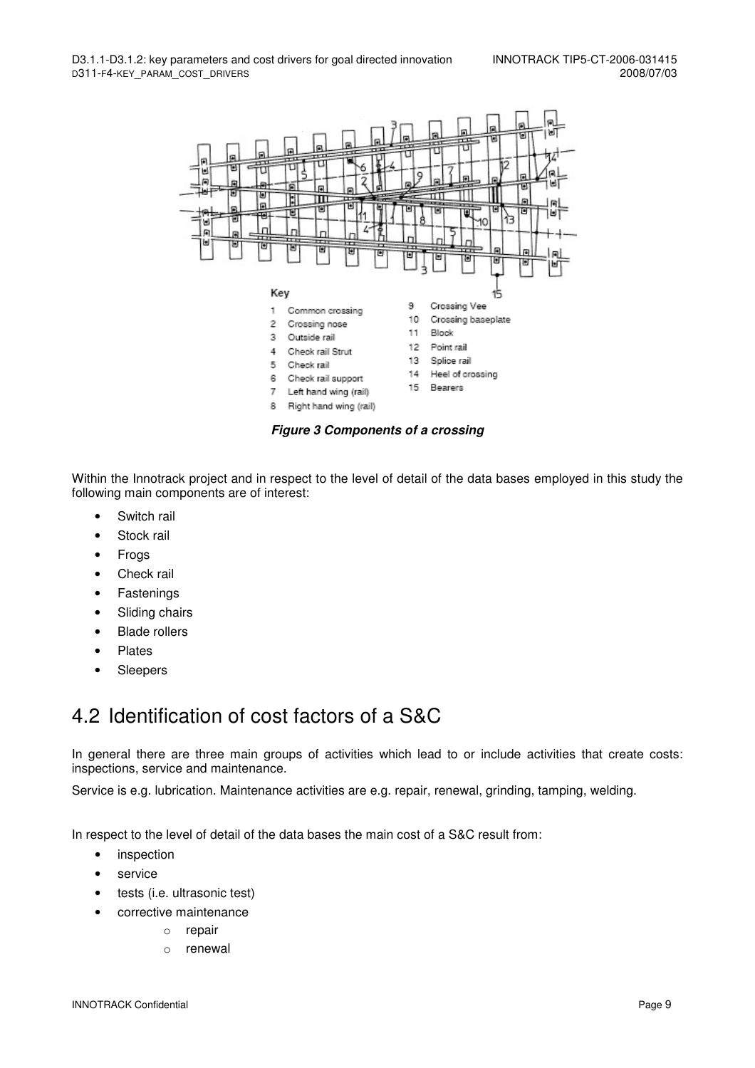Key

1 Common crossing
2 Crossing nose
3 Outside rail
4 Check rail Strut
5 Check rail
6 Check rail support
7 Left hand wing (rail)
8 Right hand wing (rail)
9 Crossing Vee
10 Crossing baseplate
11 Block
12 Point rail
13 Splice rail
14 Heel of crossing
15 Bearers

***Figure 3 Components of a crossing***

Within the Innotrack project and in respect to the level of detail of the data bases employed in this study the following main components are of interest:

- Switch rail
- Stock rail
- Frogs
- Check rail
- Fastenings
- Sliding chairs
- Blade rollers
- Plates
- Sleepers

## 4.2 Identification of cost factors of a S&C

In general there are three main groups of activities which lead to or include activities that create costs: inspections, service and maintenance.

Service is e.g. lubrication. Maintenance activities are e.g. repair, renewal, grinding, tamping, welding.

In respect to the level of detail of the data bases the main cost of a S&C result from:

- inspection
- service
- tests (i.e. ultrasonic test)
- corrective maintenance
  - repair
  - renewal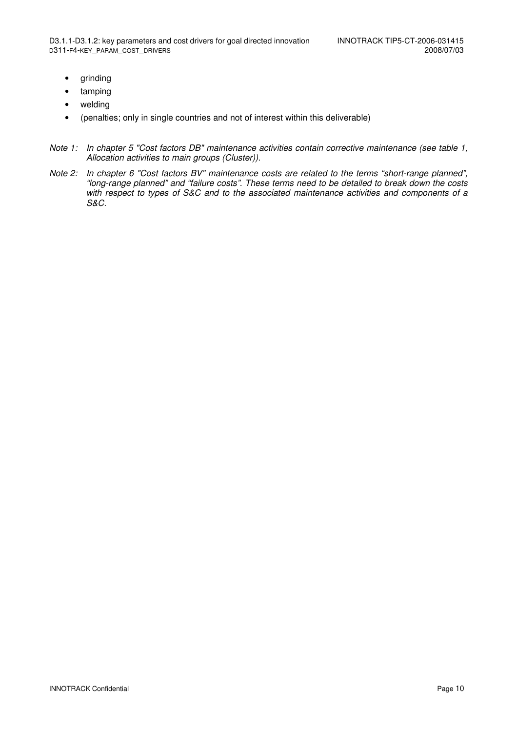- grinding
- tamping
- welding
- (penalties; only in single countries and not of interest within this deliverable)

*Note 1: In chapter 5 "Cost factors DB" maintenance activities contain corrective maintenance (see table 1, Allocation activities to main groups (Cluster)).*

*Note 2: In chapter 6 "Cost factors BV" maintenance costs are related to the terms "short-range planned", "long-range planned" and "failure costs". These terms need to be detailed to break down the costs with respect to types of S&C and to the associated maintenance activities and components of a S&C.*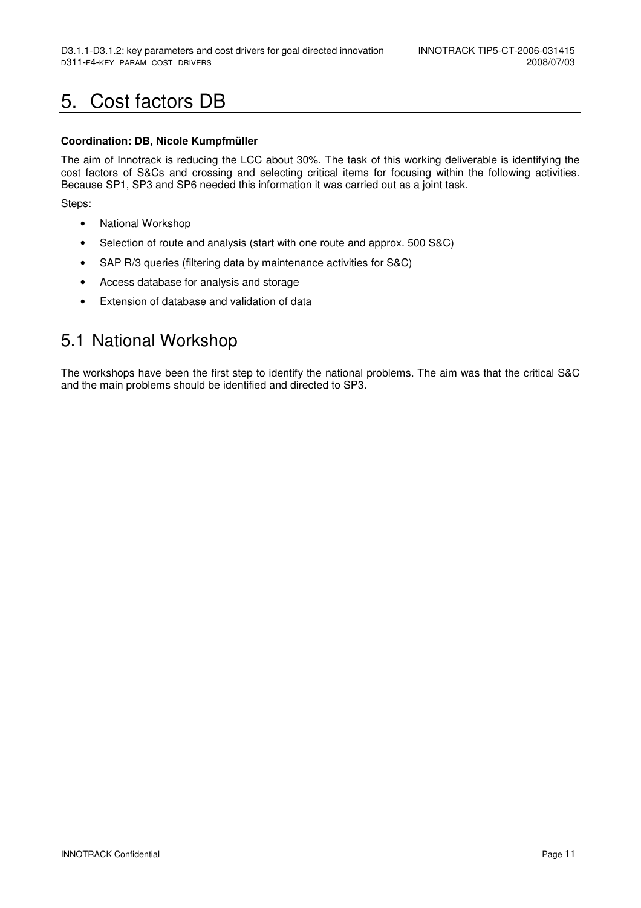# 5. Cost factors DB

**Coordination: DB, Nicole Kumpfmüller**

The aim of Innotrack is reducing the LCC about 30%. The task of this working deliverable is identifying the cost factors of S&Cs and crossing and selecting critical items for focusing within the following activities. Because SP1, SP3 and SP6 needed this information it was carried out as a joint task.

Steps:

- National Workshop
- Selection of route and analysis (start with one route and approx. 500 S&C)
- SAP R/3 queries (filtering data by maintenance activities for S&C)
- Access database for analysis and storage
- Extension of database and validation of data

## 5.1 National Workshop

The workshops have been the first step to identify the national problems. The aim was that the critical S&C and the main problems should be identified and directed to SP3.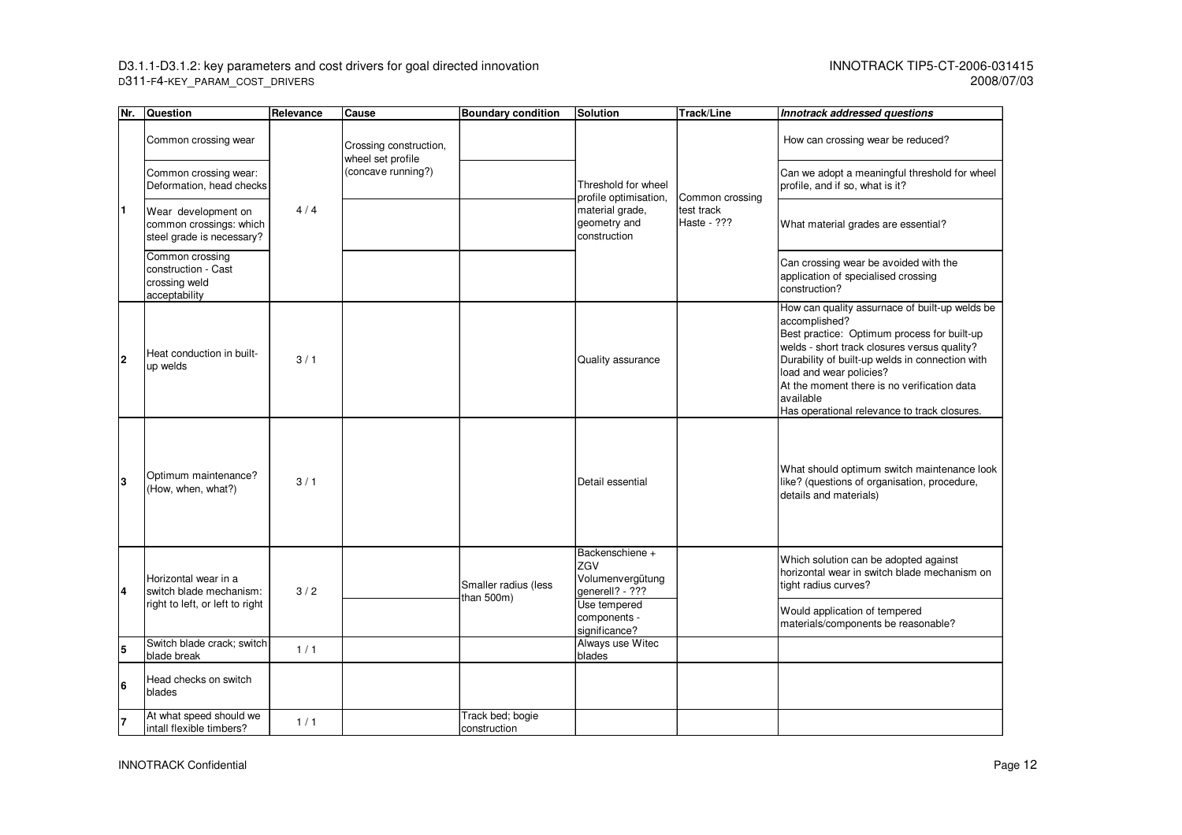| Nr. | Question | Relevance | Cause | Boundary condition | Solution | Track/Line | *Innotrack addressed questions* |
|---|---|---|---|---|---|---|---|
| 1 | Common crossing wear | 4 / 4 | Crossing construction, wheel set profile (concave running?) | | Threshold for wheel profile optimisation, material grade, geometry and construction | Common crossing test track Haste - ??? | How can crossing wear be reduced? |
| | Common crossing wear: Deformation, head checks | | | | | | Can we adopt a meaningful threshold for wheel profile, and if so, what is it? |
| | Wear development on common crossings: which steel grade is necessary? | | | | | | What material grades are essential? |
| | Common crossing construction - Cast crossing weld acceptability | | | | | | Can crossing wear be avoided with the application of specialised crossing construction? |
| 2 | Heat conduction in built-up welds | 3 / 1 | | | Quality assurance | | How can quality assurnace of built-up welds be accomplished? Best practice: Optimum process for built-up welds - short track closures versus quality? Durability of built-up welds in connection with load and wear policies? At the moment there is no verification data available Has operational relevance to track closures. |
| 3 | Optimum maintenance? (How, when, what?) | 3 / 1 | | | Detail essential | | What should optimum switch maintenance look like? (questions of organisation, procedure, details and materials) |
| 4 | Horizontal wear in a switch blade mechanism: right to left, or left to right | 3 / 2 | | Smaller radius (less than 500m) | Backenschiene + ZGV Volumenvergütung generell? - ??? | | Which solution can be adopted against horizontal wear in switch blade mechanism on tight radius curves? |
| | | | | | Use tempered components - significance? | | Would application of tempered materials/components be reasonable? |
| 5 | Switch blade crack; switch blade break | 1 / 1 | | | Always use Witec blades | | |
| 6 | Head checks on switch blades | | | | | | |
| 7 | At what speed should we intall flexible timbers? | 1 / 1 | | Track bed; bogie construction | | | |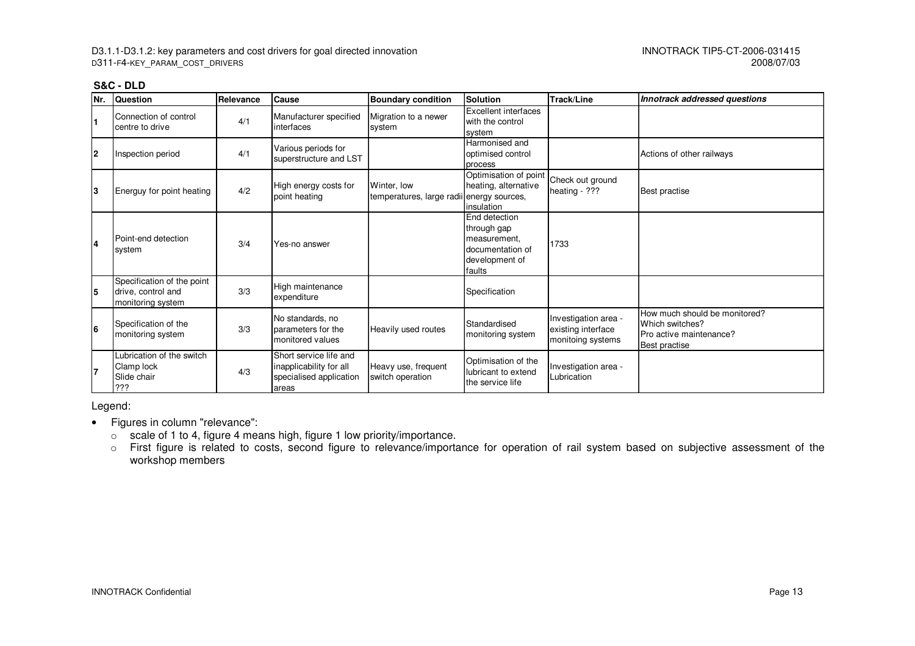**S&C - DLD**

| Nr. | Question | Relevance | Cause | Boundary condition | Solution | Track/Line | *Innotrack addressed questions* |
|---|---|---|---|---|---|---|---|
| 1 | Connection of control centre to drive | 4/1 | Manufacturer specified interfaces | Migration to a newer system | Excellent interfaces with the control system | | |
| 2 | Inspection period | 4/1 | Various periods for superstructure and LST | | Harmonised and optimised control process | | Actions of other railways |
| 3 | Energuy for point heating | 4/2 | High energy costs for point heating | Winter, low temperatures, large radii | Optimisation of point heating, alternative energy sources, insulation | Check out ground heating - ??? | Best practise |
| 4 | Point-end detection system | 3/4 | Yes-no answer | | End detection through gap measurement, documentation of development of faults | 1733 | |
| 5 | Specification of the point drive, control and monitoring system | 3/3 | High maintenance expenditure | | Specification | | |
| 6 | Specification of the monitoring system | 3/3 | No standards, no parameters for the monitored values | Heavily used routes | Standardised monitoring system | Investigation area - existing interface monitoing systems | How much should be monitored? Which switches? Pro active maintenance? Best practise |
| 7 | Lubrication of the switch Clamp lock Slide chair ??? | 4/3 | Short service life and inapplicability for all specialised application areas | Heavy use, frequent switch operation | Optimisation of the lubricant to extend the service life | Investigation area - Lubrication | |

Legend:

- Figures in column "relevance":
  - scale of 1 to 4, figure 4 means high, figure 1 low priority/importance.
  - First figure is related to costs, second figure to relevance/importance for operation of rail system based on subjective assessment of the workshop members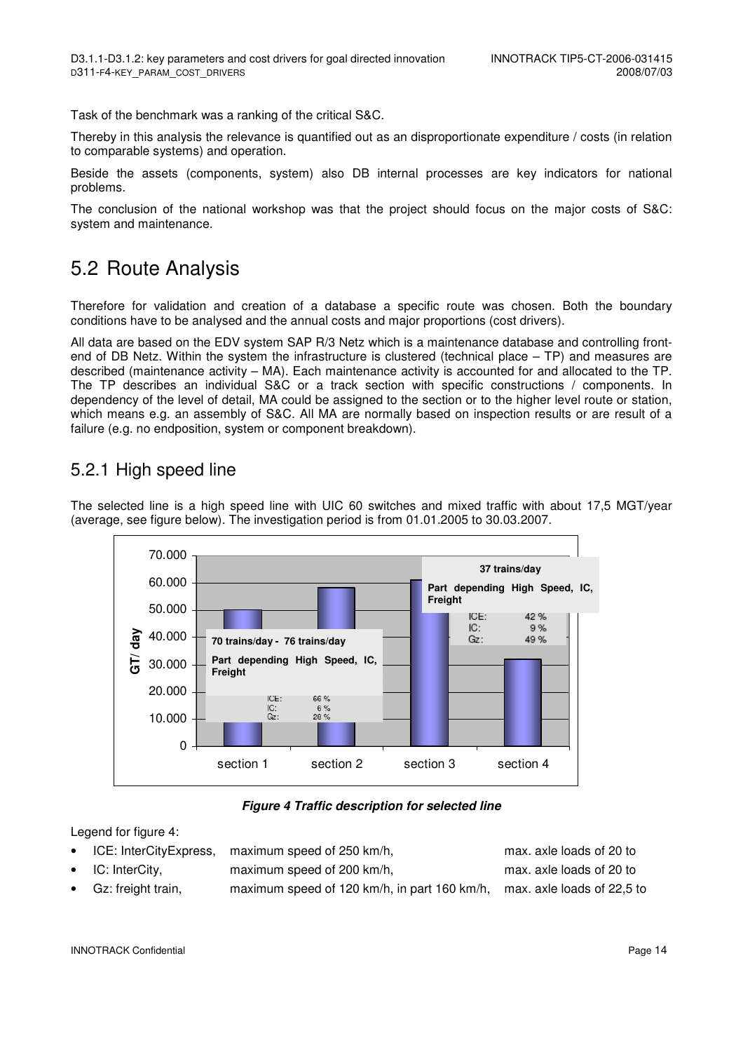Task of the benchmark was a ranking of the critical S&C.

Thereby in this analysis the relevance is quantified out as an disproportionate expenditure / costs (in relation to comparable systems) and operation.

Beside the assets (components, system) also DB internal processes are key indicators for national problems.

The conclusion of the national workshop was that the project should focus on the major costs of S&C: system and maintenance.

# 5.2 Route Analysis

Therefore for validation and creation of a database a specific route was chosen. Both the boundary conditions have to be analysed and the annual costs and major proportions (cost drivers).

All data are based on the EDV system SAP R/3 Netz which is a maintenance database and controlling front-end of DB Netz. Within the system the infrastructure is clustered (technical place – TP) and measures are described (maintenance activity – MA). Each maintenance activity is accounted for and allocated to the TP. The TP describes an individual S&C or a track section with specific constructions / components. In dependency of the level of detail, MA could be assigned to the section or to the higher level route or station, which means e.g. an assembly of S&C. All MA are normally based on inspection results or are result of a failure (e.g. no endposition, system or component breakdown).

## 5.2.1 High speed line

The selected line is a high speed line with UIC 60 switches and mixed traffic with about 17,5 MGT/year (average, see figure below). The investigation period is from 01.01.2005 to 30.03.2007.

***Figure 4 Traffic description for selected line***

Legend for figure 4:

- ICE: InterCityExpress, maximum speed of 250 km/h, max. axle loads of 20 to
- IC: InterCity, maximum speed of 200 km/h, max. axle loads of 20 to
- Gz: freight train, maximum speed of 120 km/h, in part 160 km/h, max. axle loads of 22,5 to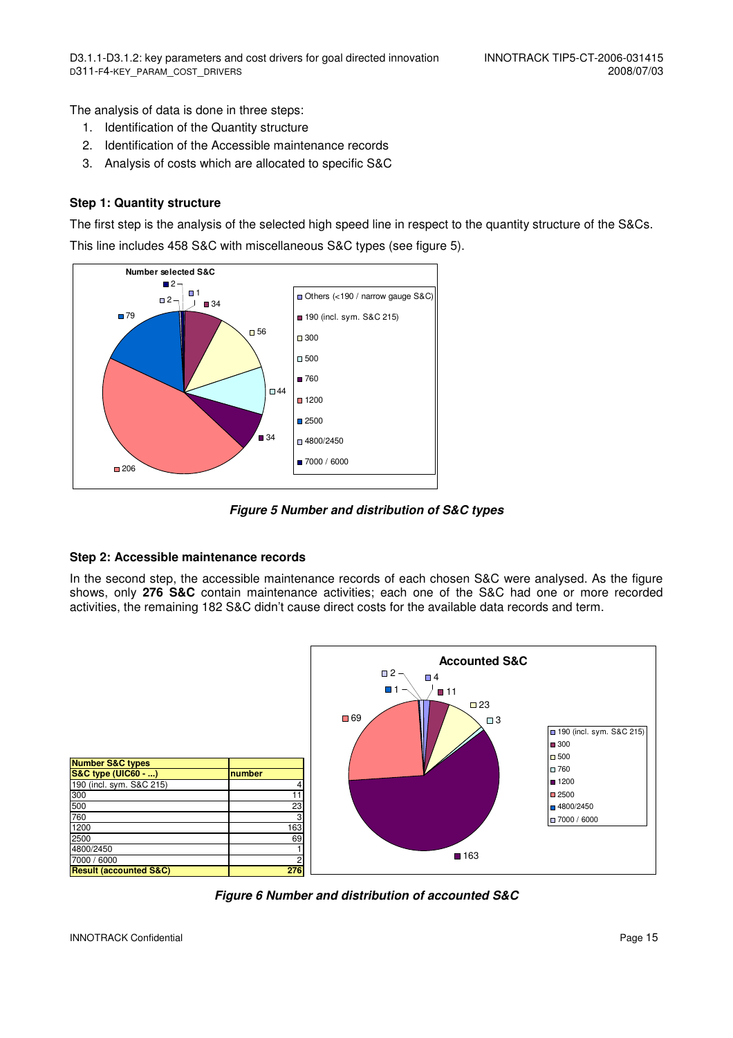The analysis of data is done in three steps:

1. Identification of the Quantity structure
2. Identification of the Accessible maintenance records
3. Analysis of costs which are allocated to specific S&C

**Step 1: Quantity structure**

The first step is the analysis of the selected high speed line in respect to the quantity structure of the S&Cs.

This line includes 458 S&C with miscellaneous S&C types (see figure 5).

***Figure 5 Number and distribution of S&C types***

**Step 2: Accessible maintenance records**

In the second step, the accessible maintenance records of each chosen S&C were analysed. As the figure shows, only **276 S&C** contain maintenance activities; each one of the S&C had one or more recorded activities, the remaining 182 S&C didn't cause direct costs for the available data records and term.

| Number S&C types | |
|---|---|
| **S&C type (UIC60 - ...)** | **number** |
| 190 (incl. sym. S&C 215) | 4 |
| 300 | 11 |
| 500 | 23 |
| 760 | 3 |
| 1200 | 163 |
| 2500 | 69 |
| 4800/2450 | 1 |
| 7000 / 6000 | 2 |
| **Result (accounted S&C)** | **276** |

***Figure 6 Number and distribution of accounted S&C***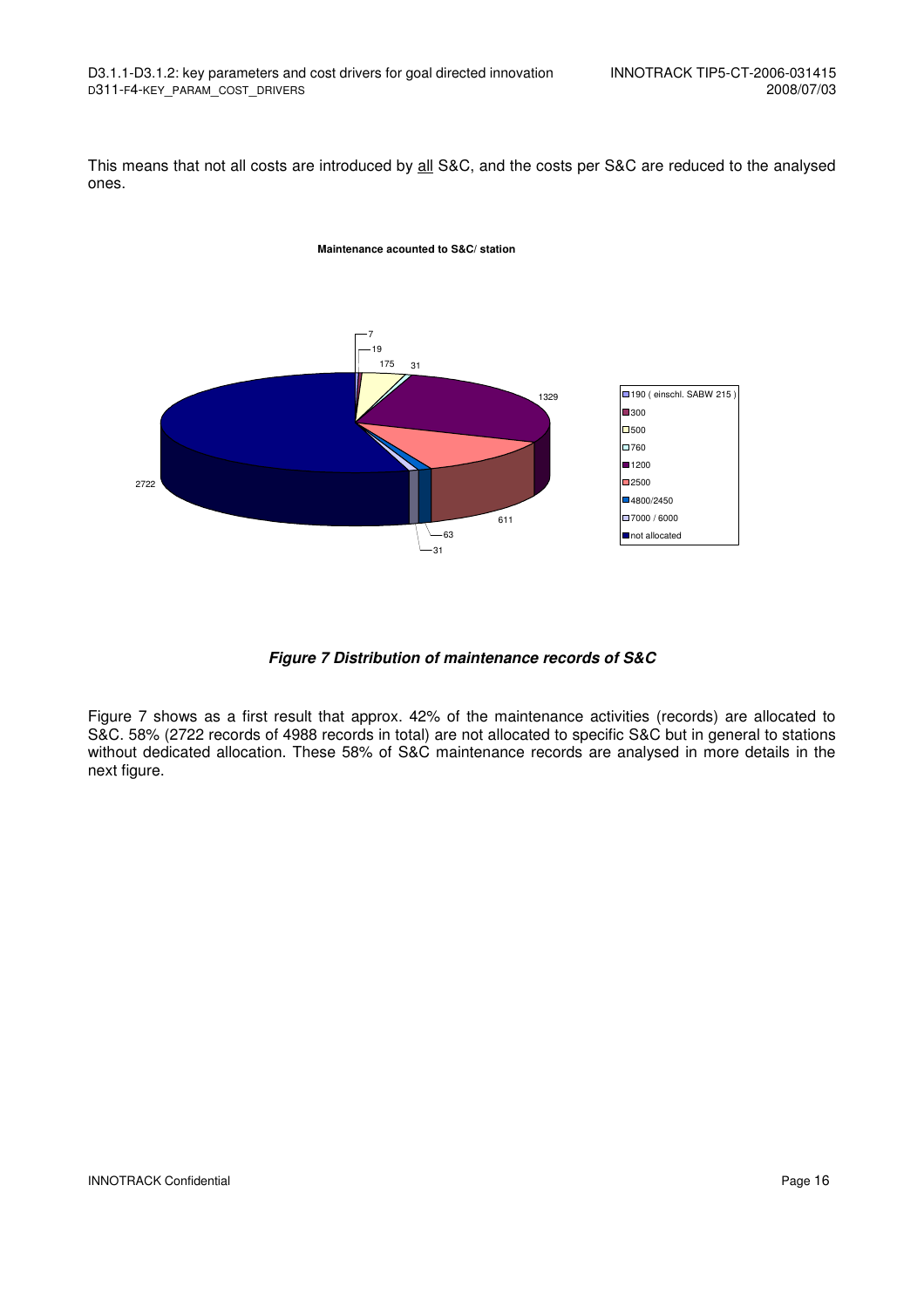This means that not all costs are introduced by all S&C, and the costs per S&C are reduced to the analysed ones.

**Maintenance acounted to S&C/ station**

| Category | Records |
|---|---|
| 190 ( einschl. SABW 215 ) | 7 |
| 300 | 19 |
| 500 | 175 |
| 760 | 31 |
| 1200 | 1329 |
| 2500 | 611 |
| 4800/2450 | 63 |
| 7000 / 6000 | 31 |
| not allocated | 2722 |

***Figure 7 Distribution of maintenance records of S&C***

Figure 7 shows as a first result that approx. 42% of the maintenance activities (records) are allocated to S&C. 58% (2722 records of 4988 records in total) are not allocated to specific S&C but in general to stations without dedicated allocation. These 58% of S&C maintenance records are analysed in more details in the next figure.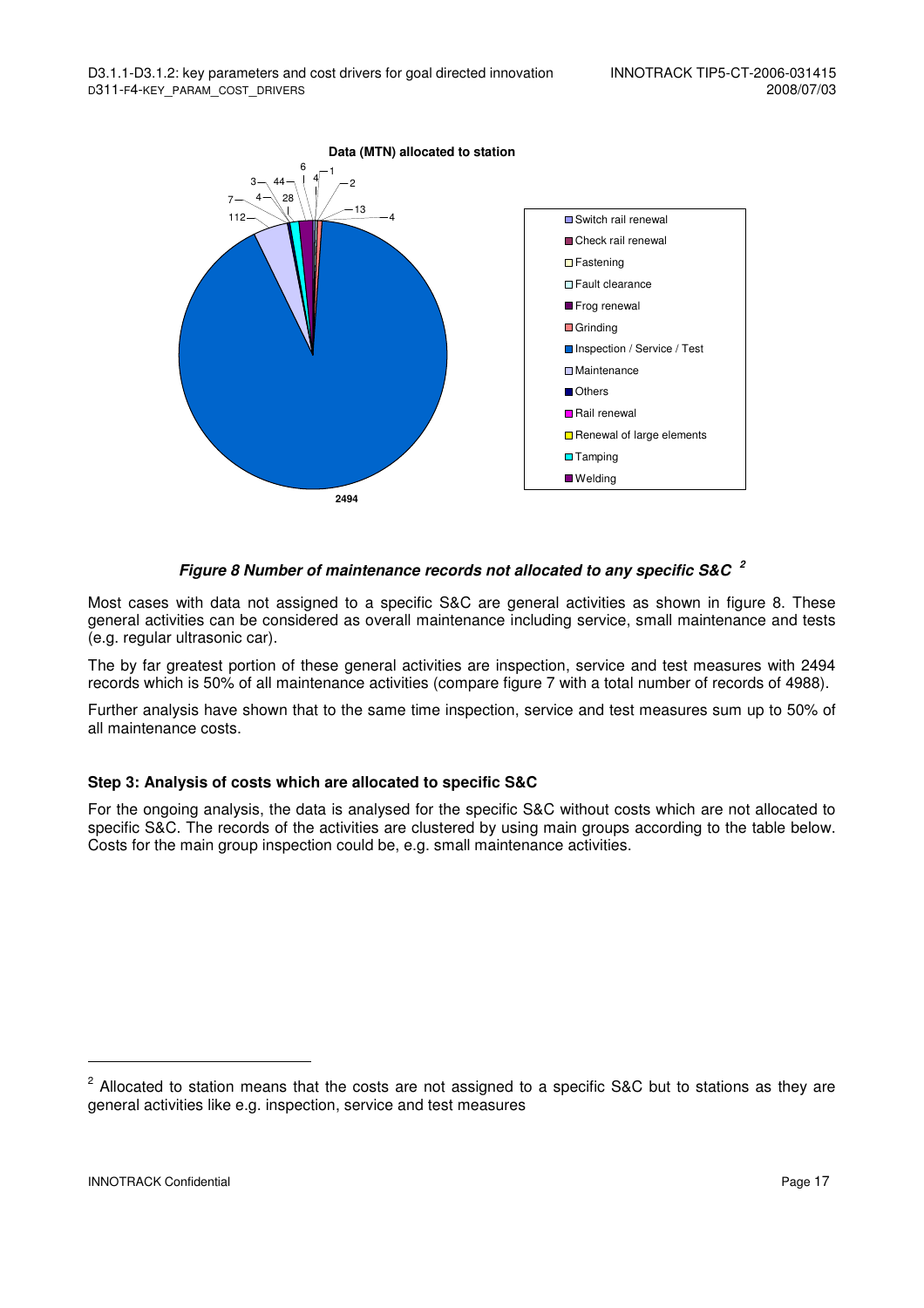**Data (MTN) allocated to station**

- Switch rail renewal
- Check rail renewal
- Fastening
- Fault clearance
- Frog renewal
- Grinding
- Inspection / Service / Test
- Maintenance
- Others
- Rail renewal
- Renewal of large elements
- Tamping
- Welding

***Figure 8 Number of maintenance records not allocated to any specific S&C*** [2]

Most cases with data not assigned to a specific S&C are general activities as shown in figure 8. These general activities can be considered as overall maintenance including service, small maintenance and tests (e.g. regular ultrasonic car).

The by far greatest portion of these general activities are inspection, service and test measures with 2494 records which is 50% of all maintenance activities (compare figure 7 with a total number of records of 4988).

Further analysis have shown that to the same time inspection, service and test measures sum up to 50% of all maintenance costs.

### Step 3: Analysis of costs which are allocated to specific S&C

For the ongoing analysis, the data is analysed for the specific S&C without costs which are not allocated to specific S&C. The records of the activities are clustered by using main groups according to the table below. Costs for the main group inspection could be, e.g. small maintenance activities.

---

[2] Allocated to station means that the costs are not assigned to a specific S&C but to stations as they are general activities like e.g. inspection, service and test measures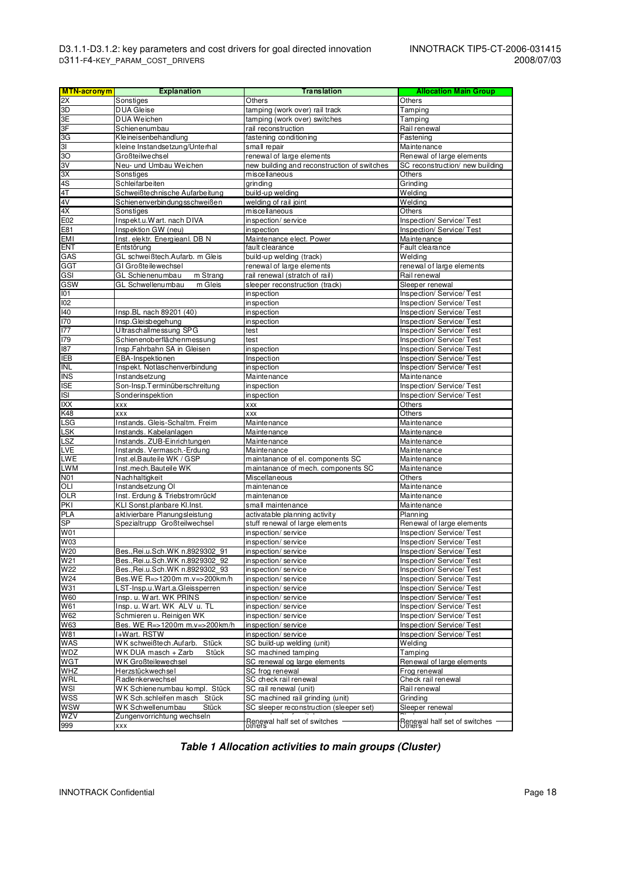| MTN-acronym | Explanation | Translation | Allocation Main Group |
|---|---|---|---|
| 2X | Sonstiges | Others | Others |
| 3D | DUA Gleise | tamping (work over) rail track | Tamping |
| 3E | DUA Weichen | tamping (work over) switches | Tamping |
| 3F | Schienenumbau | rail reconstruction | Rail renewal |
| 3G | Kleineisenbehandlung | fastening conditioning | Fastening |
| 3I | kleine Instandsetzung/Unterhal | small repair | Maintenance |
| 3O | Großteilwechsel | renewal of large elements | Renewal of large elements |
| 3V | Neu- und Umbau Weichen | new building and reconstruction of switches | SC reconstruction/ new building |
| 3X | Sonstiges | miscellaneous | Others |
| 4S | Schleifarbeiten | grinding | Grinding |
| 4T | Schweißtechnische Aufarbeitung | build-up welding | Welding |
| 4V | Schienenverbindungsschweißen | welding of rail joint | Welding |
| 4X | Sonstiges | miscellaneous | Others |
| E02 | Inspekt.u.Wart. nach DIVA | inspection/ service | Inspection/ Service/ Test |
| E81 | Inspektion GW (neu) | inspection | Inspection/ Service/ Test |
| EMI | Inst. elektr. Energieanl. DB N | Maintenance elect. Power | Maintenance |
| ENT | Entstörung | fault clearance | Fault clearance |
| GAS | GL schweißtech.Aufarb. m Gleis | build-up welding (track) | Welding |
| GGT | Gl Großteilewechsel | renewal of large elements | renewal of large elements |
| GSI | GL Schienenumbau m Strang | rail renewal (stratch of rail) | Rail renewal |
| GSW | GL Schwellenumbau m Gleis | sleeper reconstruction (track) | Sleeper renewal |
| I01 | | inspection | Inspection/ Service/ Test |
| I02 | | inspection | Inspection/ Service/ Test |
| I40 | Insp.BL nach 89201 (40) | inspection | Inspection/ Service/ Test |
| I70 | Insp.Gleisbegehung | inspection | Inspection/ Service/ Test |
| I77 | Ultraschallmessung SPG | test | Inspection/ Service/ Test |
| I79 | Schienenoberflächenmessung | test | Inspection/ Service/ Test |
| I87 | Insp.Fahrbahn SA in Gleisen | inspection | Inspection/ Service/ Test |
| IEB | EBA-Inspektionen | Inspection | Inspection/ Service/ Test |
| INL | Inspekt. Notlaschenverbindung | inspection | Inspection/ Service/ Test |
| INS | Instandsetzung | Maintenance | Maintenance |
| ISE | Son-Insp.Terminüberschreitung | inspection | Inspection/ Service/ Test |
| ISI | Sonderinspektion | inspection | Inspection/ Service/ Test |
| IXX | xxx | xxx | Others |
| K48 | xxx | xxx | Others |
| LSG | Instands. Gleis-Schaltm. Freim | Maintenance | Maintenance |
| LSK | Instands. Kabelanlagen | Maintenance | Maintenance |
| LSZ | Instands. ZUB-Einrichtungen | Maintenance | Maintenance |
| LVE | Instands. Vermasch.-Erdung | Maintenance | Maintenance |
| LWE | Inst.el.Bauteile WK / GSP | maintanance of el. components SC | Maintenance |
| LWM | Inst.mech.Bauteile WK | maintanance of mech. components SC | Maintenance |
| N01 | Nachhaltigkeit | Miscellaneous | Others |
| OLI | Instandsetzung OI | maintenance | Maintenance |
| OLR | Inst. Erdung & Triebstromrückf | maintenance | Maintenance |
| PKI | KLI Sonst.planbare Kl.Inst. | small maintenance | Maintenance |
| PLA | aktivierbare Planungsleistung | activatable planning activity | Planning |
| SP | Spezialtrupp Großteilwechsel | stuff renewal of large elements | Renewal of large elements |
| W01 | | inspection/ service | Inspection/ Service/ Test |
| W03 | | inspection/ service | Inspection/ Service/ Test |
| W20 | Bes.,Rei.u.Sch.WK n.8929302_91 | inspection/ service | Inspection/ Service/ Test |
| W21 | Bes.,Rei.u.Sch.WK n.8929302_92 | inspection/ service | Inspection/ Service/ Test |
| W22 | Bes.,Rei.u.Sch.WK n.8929302_93 | inspection/ service | Inspection/ Service/ Test |
| W24 | Bes.WE R=>1200m m.v=>200km/h | inspection/ service | Inspection/ Service/ Test |
| W31 | LST-Insp.u.Wart.a.Gleissperren | inspection/ service | Inspection/ Service/ Test |
| W60 | Insp. u. Wart. WK PRINS | inspection/ service | Inspection/ Service/ Test |
| W61 | Insp. u. Wart. WK ALV u. TL | inspection/ service | Inspection/ Service/ Test |
| W62 | Schmieren u. Reinigen WK | inspection/ service | Inspection/ Service/ Test |
| W63 | Bes. WE R=>1200m m.v=>200km/h | inspection/ service | Inspection/ Service/ Test |
| W81 | I+Wart. RSTW | inspection/ service | Inspection/ Service/ Test |
| WAS | WK schweißtech.Aufarb. Stück | SC build-up welding (unit) | Welding |
| WDZ | WK DUA masch + Zarb Stück | SC machined tamping | Tamping |
| WGT | WK Großteilewechsel | SC renewal og large elements | Renewal of large elements |
| WHZ | Herzstückwechsel | SC frog renewal | Frog renewal |
| WRL | Radlenkerwechsel | SC check rail renewal | Check rail renewal |
| WSI | WK Schienenumbau kompl. Stück | SC rail renewal (unit) | Rail renewal |
| WSS | WK Sch.schleifen masch Stück | SC machined rail grinding (unit) | Grinding |
| WSW | WK Schwellenumbau Stück | SC sleeper reconstruction (sleeper set) | Sleeper renewal |
| WZV | Zungenvorrichtung wechseln | Renewal half set of switches | Renewal half set of switches |
| 999 | xxx | others | Others |

***Table 1 Allocation activities to main groups (Cluster)***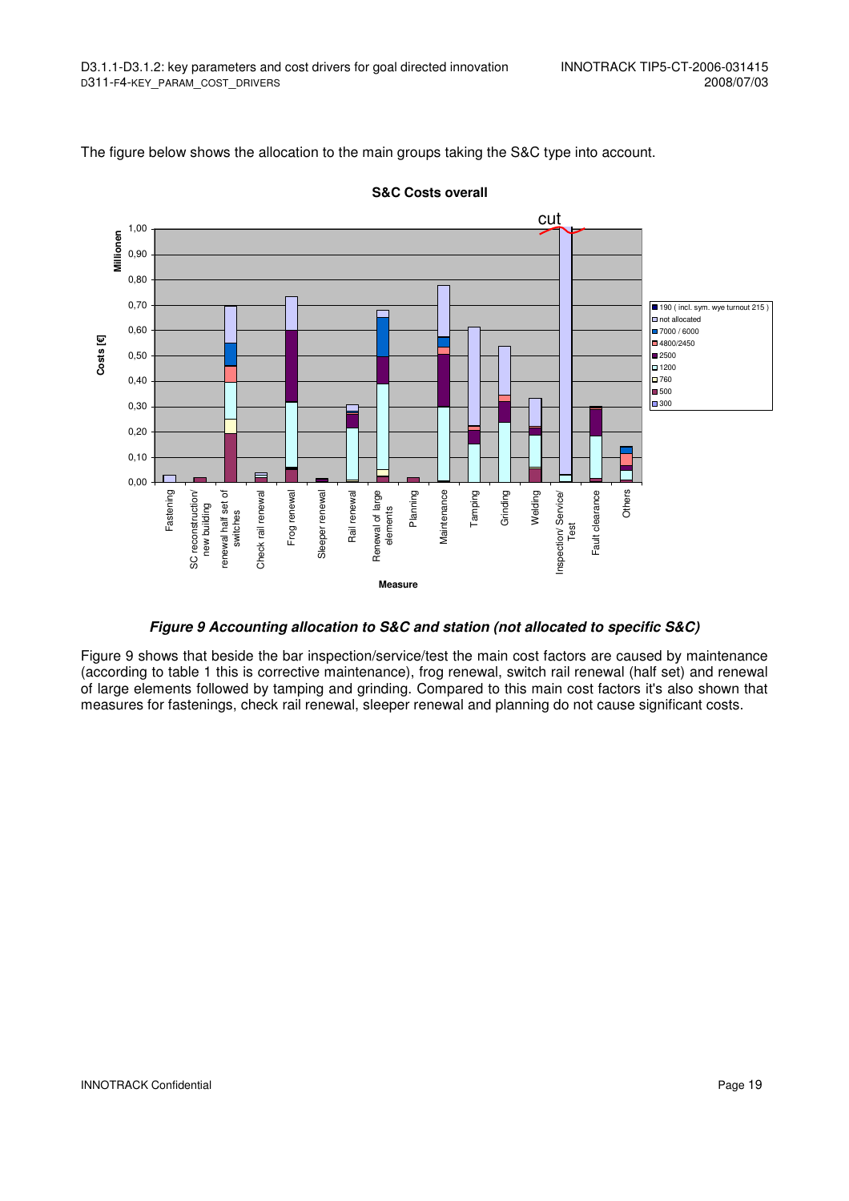The figure below shows the allocation to the main groups taking the S&C type into account.

*Figure 9 Accounting allocation to S&C and station (not allocated to specific S&C)*

Figure 9 shows that beside the bar inspection/service/test the main cost factors are caused by maintenance (according to table 1 this is corrective maintenance), frog renewal, switch rail renewal (half set) and renewal of large elements followed by tamping and grinding. Compared to this main cost factors it's also shown that measures for fastenings, check rail renewal, sleeper renewal and planning do not cause significant costs.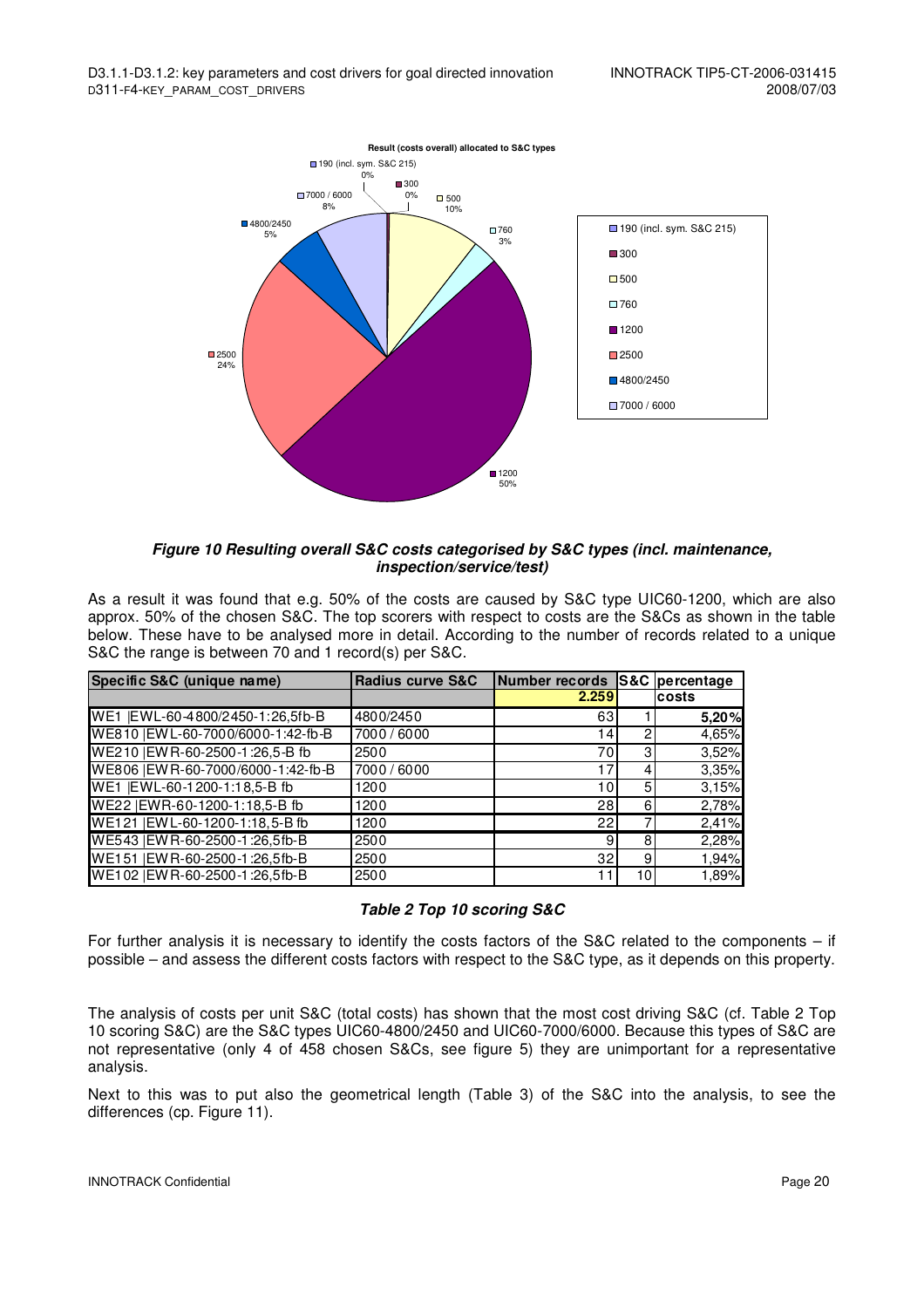**Result (costs overall) allocated to S&C types**

*Figure 10 Resulting overall S&C costs categorised by S&C types (incl. maintenance, inspection/service/test)*

As a result it was found that e.g. 50% of the costs are caused by S&C type UIC60-1200, which are also approx. 50% of the chosen S&C. The top scorers with respect to costs are the S&Cs as shown in the table below. These have to be analysed more in detail. According to the number of records related to a unique S&C the range is between 70 and 1 record(s) per S&C.

| Specific S&C (unique name) | Radius curve S&C | Number records | S&C | percentage costs |
|---|---|---|---|---|
| | | 2.259 | | |
| WE1 \|EWL-60-4800/2450-1:26,5fb-B | 4800/2450 | 63 | 1 | 5,20% |
| WE810 \|EWL-60-7000/6000-1:42-fb-B | 7000 / 6000 | 14 | 2 | 4,65% |
| WE210 \|EWR-60-2500-1:26,5-B fb | 2500 | 70 | 3 | 3,52% |
| WE806 \|EWR-60-7000/6000-1:42-fb-B | 7000 / 6000 | 17 | 4 | 3,35% |
| WE1 \|EWL-60-1200-1:18,5-B fb | 1200 | 10 | 5 | 3,15% |
| WE22 \|EWR-60-1200-1:18,5-B fb | 1200 | 28 | 6 | 2,78% |
| WE121 \|EWL-60-1200-1:18,5-B fb | 1200 | 22 | 7 | 2,41% |
| WE543 \|EWR-60-2500-1:26,5fb-B | 2500 | 9 | 8 | 2,28% |
| WE151 \|EWR-60-2500-1:26,5fb-B | 2500 | 32 | 9 | 1,94% |
| WE102 \|EWR-60-2500-1:26,5fb-B | 2500 | 11 | 10 | 1,89% |

*Table 2 Top 10 scoring S&C*

For further analysis it is necessary to identify the costs factors of the S&C related to the components – if possible – and assess the different costs factors with respect to the S&C type, as it depends on this property.

The analysis of costs per unit S&C (total costs) has shown that the most cost driving S&C (cf. Table 2 Top 10 scoring S&C) are the S&C types UIC60-4800/2450 and UIC60-7000/6000. Because this types of S&C are not representative (only 4 of 458 chosen S&Cs, see figure 5) they are unimportant for a representative analysis.

Next to this was to put also the geometrical length (Table 3) of the S&C into the analysis, to see the differences (cp. Figure 11).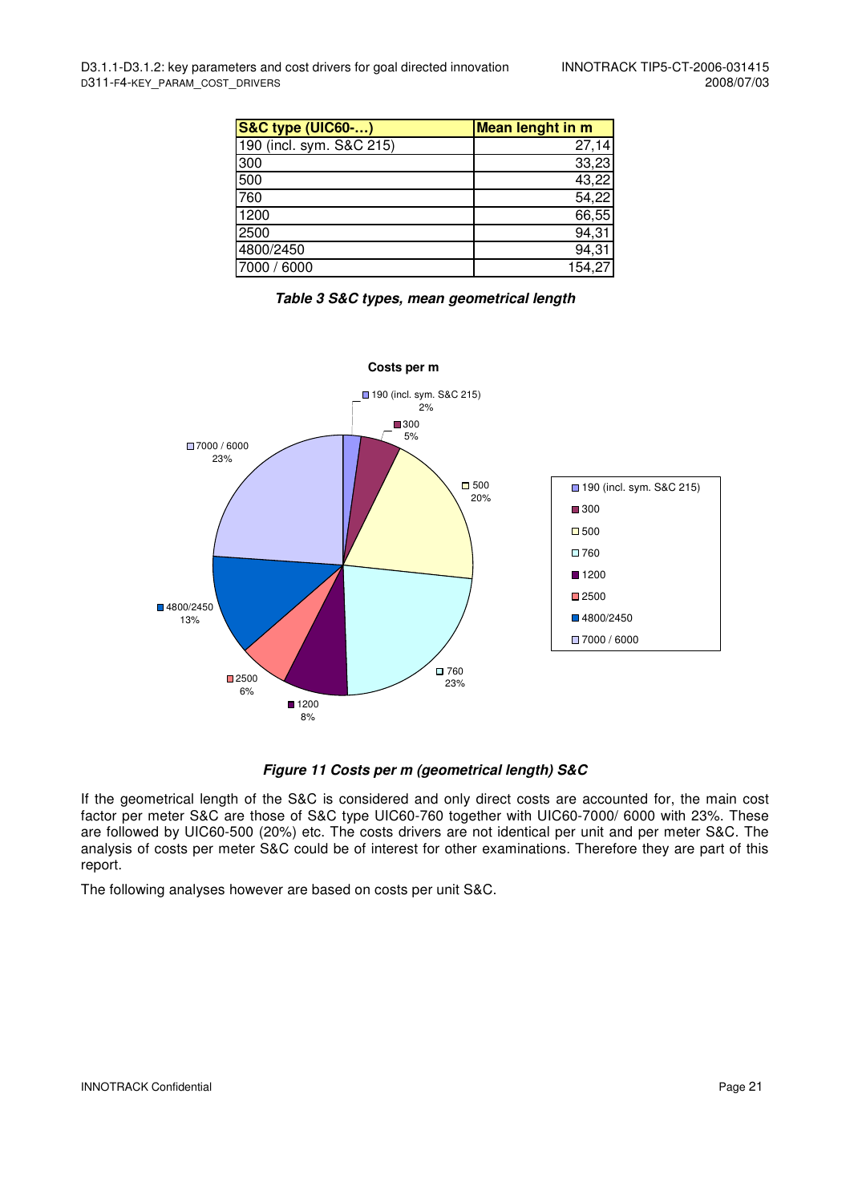| S&C type (UIC60-…) | Mean lenght in m |
|---|---|
| 190 (incl. sym. S&C 215) | 27,14 |
| 300 | 33,23 |
| 500 | 43,22 |
| 760 | 54,22 |
| 1200 | 66,55 |
| 2500 | 94,31 |
| 4800/2450 | 94,31 |
| 7000 / 6000 | 154,27 |

***Table 3 S&C types, mean geometrical length***

**Costs per m**

| S&C type | Share |
|---|---|
| 190 (incl. sym. S&C 215) | 2% |
| 300 | 5% |
| 500 | 20% |
| 760 | 23% |
| 1200 | 8% |
| 2500 | 6% |
| 4800/2450 | 13% |
| 7000 / 6000 | 23% |

***Figure 11 Costs per m (geometrical length) S&C***

If the geometrical length of the S&C is considered and only direct costs are accounted for, the main cost factor per meter S&C are those of S&C type UIC60-760 together with UIC60-7000/ 6000 with 23%. These are followed by UIC60-500 (20%) etc. The costs drivers are not identical per unit and per meter S&C. The analysis of costs per meter S&C could be of interest for other examinations. Therefore they are part of this report.

The following analyses however are based on costs per unit S&C.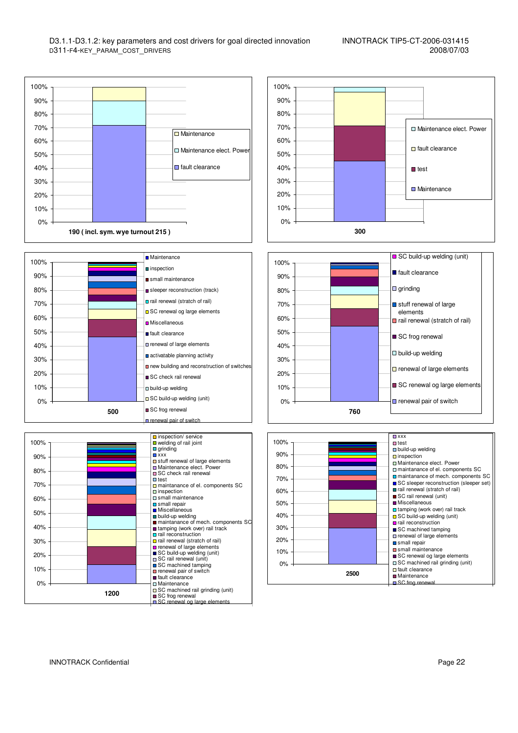100%
90%
80%
70%
60%
50%
40%
30%
20%
10%
0%

**190 ( incl. sym. wye turnout 215 )**

- Maintenance
- Maintenance elect. Power
- fault clearance

100%
90%
80%
70%
60%
50%
40%
30%
20%
10%
0%

**300**

- Maintenance elect. Power
- fault clearance
- test
- Maintenance

100%
90%
80%
70%
60%
50%
40%
30%
20%
10%
0%

**500**

- Maintenance
- inspection
- small maintenance
- sleeper reconstruction (track)
- rail renewal (stratch of rail)
- SC renewal og large elements
- Miscellaneous
- fault clearance
- renewal of large elements
- activatable planning activity
- new building and reconstruction of switches
- SC check rail renewal
- build-up welding
- SC build-up welding (unit)
- SC frog renewal
- renewal pair of switch

100%
90%
80%
70%
60%
50%
40%
30%
20%
10%
0%

**760**

- SC build-up welding (unit)
- fault clearance
- grinding
- stuff renewal of large elements
- rail renewal (stratch of rail)
- SC frog renewal
- build-up welding
- renewal of large elements
- SC renewal og large elements
- renewal pair of switch

100%
90%
80%
70%
60%
50%
40%
30%
20%
10%
0%

**1200**

- inspection/ service
- welding of rail joint
- grinding
- xxx
- stuff renewal of large elements
- Maintenance elect. Power
- SC check rail renewal
- test
- maintanance of el. components SC
- inspection
- small maintenance
- small repair
- Miscellaneous
- build-up welding
- maintanance of mech. components SC
- tamping (work over) rail track
- rail reconstruction
- rail renewal (stratch of rail)
- renewal of large elements
- SC build-up welding (unit)
- SC rail renewal (unit)
- SC machined tamping
- renewal pair of switch
- fault clearance
- Maintenance
- SC machined rail grinding (unit)
- SC frog renewal
- SC renewal og large elements

100%
90%
80%
70%
60%
50%
40%
30%
20%
10%
0%

**2500**

- xxx
- test
- build-up welding
- inspection
- Maintenance elect. Power
- maintanance of el. components SC
- maintenance of mech. components SC
- SC sleeper reconstruction (sleeper set)
- rail renewal (stratch of rail)
- SC rail renewal (unit)
- Miscellaneous
- tamping (work over) rail track
- SC build-up welding (unit)
- rail reconstruction
- SC machined tamping
- renewal of large elements
- small repair
- small maintenance
- SC renewal og large elements
- SC machined rail grinding (unit)
- fault clearance
- Maintenance
- SC frog renewal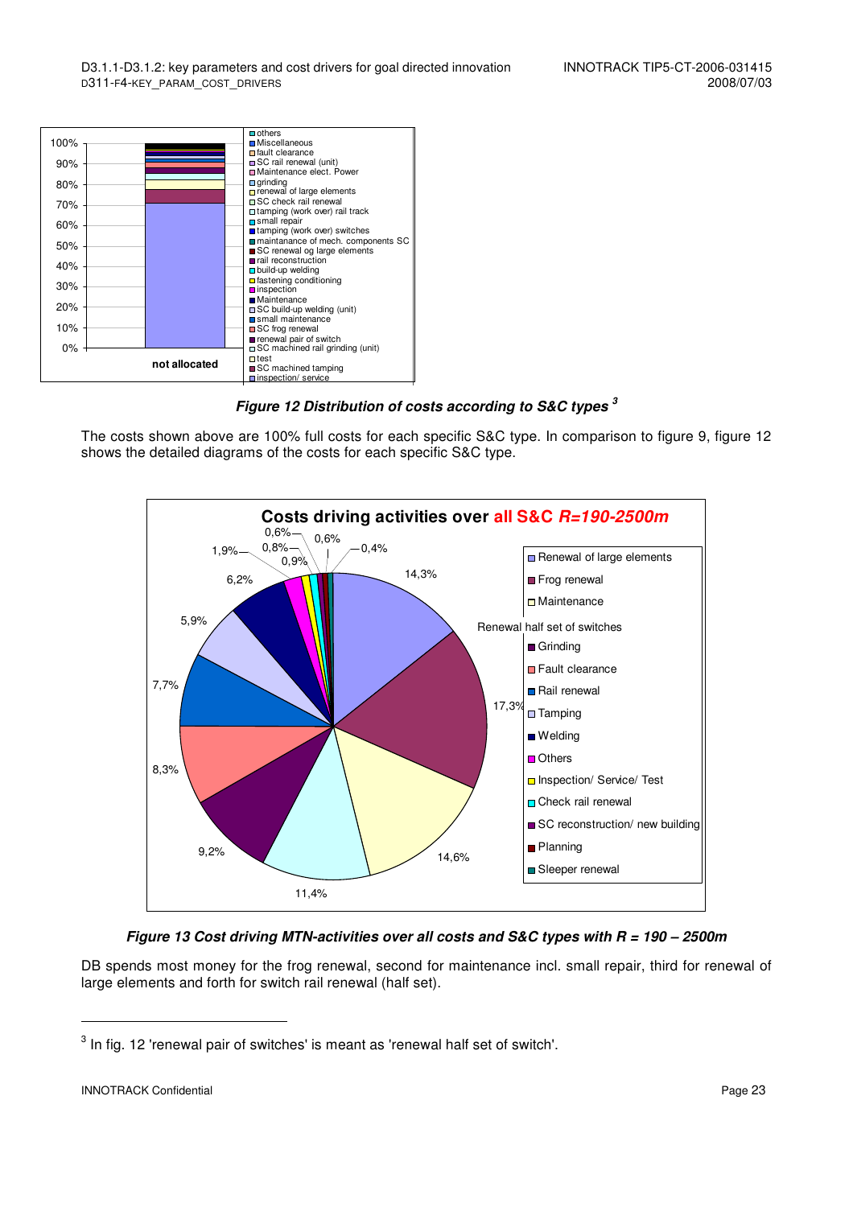Figure 12 Distribution of costs according to S&C types [3]

The costs shown above are 100% full costs for each specific S&C type. In comparison to figure 9, figure 12 shows the detailed diagrams of the costs for each specific S&C type.

Figure 13 Cost driving MTN-activities over all costs and S&C types with R = 190 – 2500m

DB spends most money for the frog renewal, second for maintenance incl. small repair, third for renewal of large elements and forth for switch rail renewal (half set).

[3] In fig. 12 'renewal pair of switches' is meant as 'renewal half set of switch'.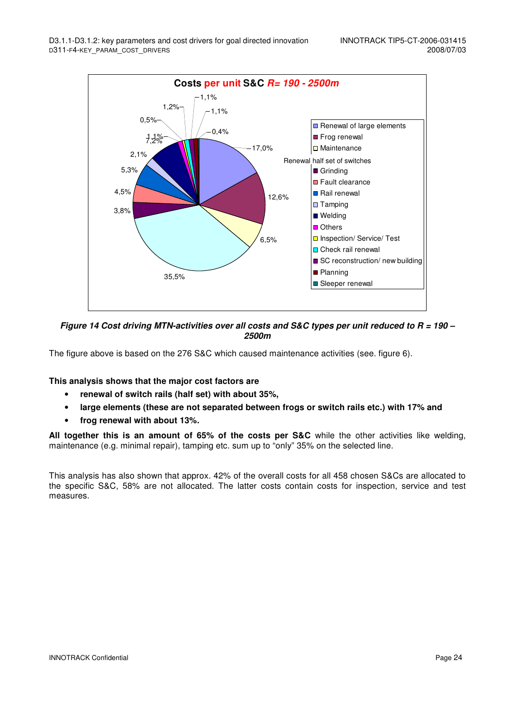Figure 14 Cost driving MTN-activities over all costs and S&C types per unit reduced to R = 190 – 2500m

The figure above is based on the 276 S&C which caused maintenance activities (see. figure 6).

**This analysis shows that the major cost factors are**

- **renewal of switch rails (half set) with about 35%,**
- **large elements (these are not separated between frogs or switch rails etc.) with 17% and**
- **frog renewal with about 13%.**

**All together this is an amount of 65% of the costs per S&C** while the other activities like welding, maintenance (e.g. minimal repair), tamping etc. sum up to "only" 35% on the selected line.

This analysis has also shown that approx. 42% of the overall costs for all 458 chosen S&Cs are allocated to the specific S&C, 58% are not allocated. The latter costs contain costs for inspection, service and test measures.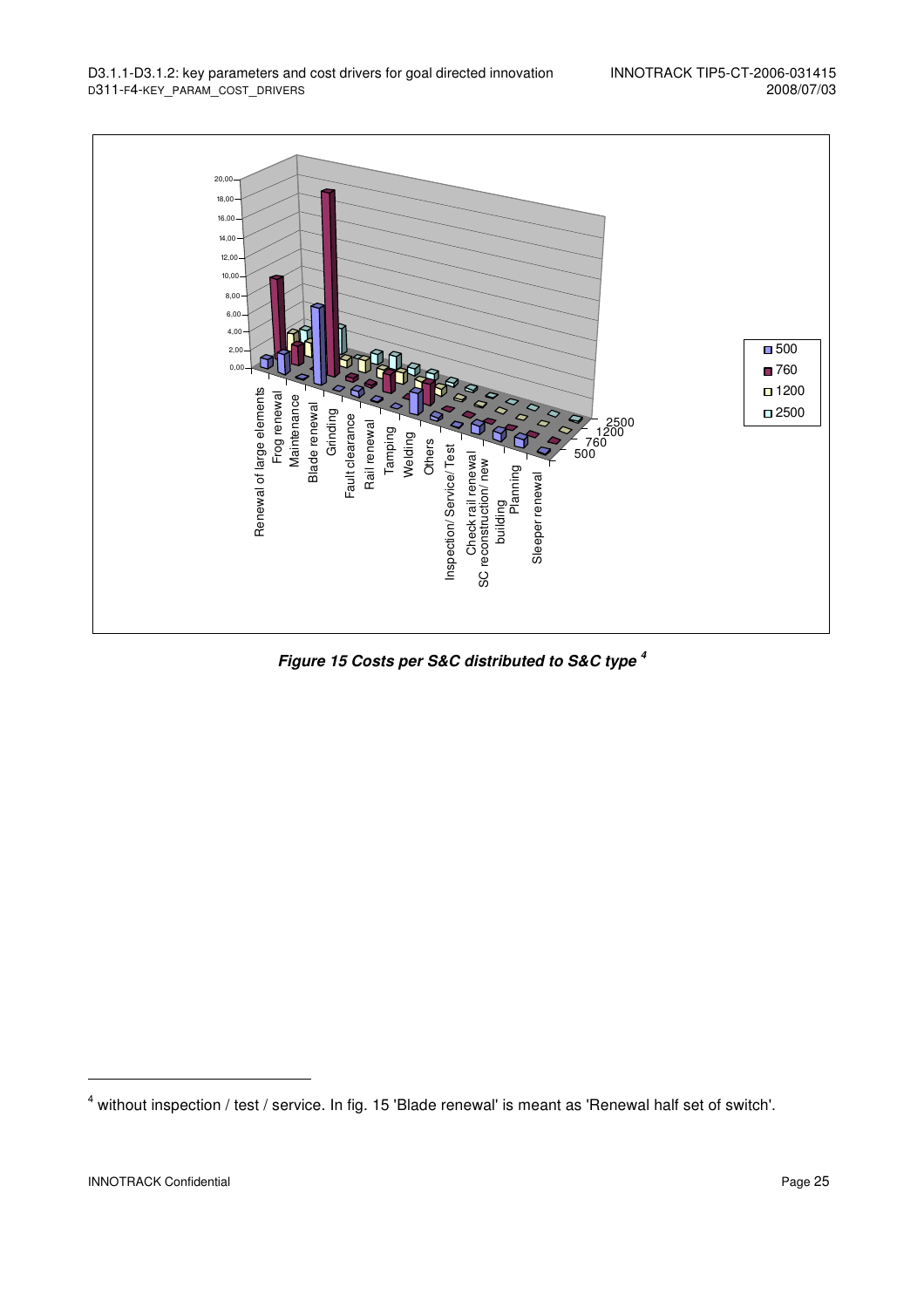Figure 15 Costs per S&C distributed to S&C type [4]

[4] without inspection / test / service. In fig. 15 'Blade renewal' is meant as 'Renewal half set of switch'.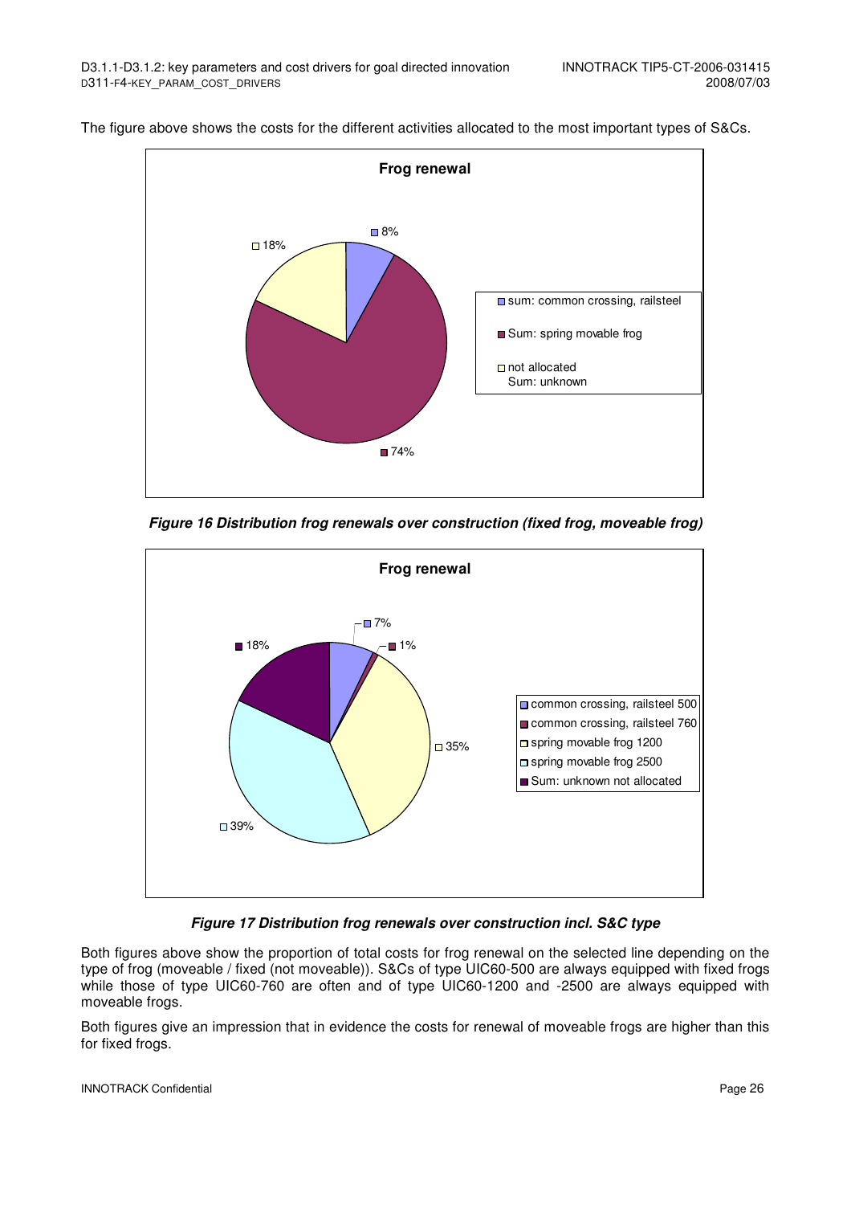The figure above shows the costs for the different activities allocated to the most important types of S&Cs.

**Figure 16 Distribution frog renewals over construction (fixed frog, moveable frog)**

**Figure 17 Distribution frog renewals over construction incl. S&C type**

Both figures above show the proportion of total costs for frog renewal on the selected line depending on the type of frog (moveable / fixed (not moveable)). S&Cs of type UIC60-500 are always equipped with fixed frogs while those of type UIC60-760 are often and of type UIC60-1200 and -2500 are always equipped with moveable frogs.

Both figures give an impression that in evidence the costs for renewal of moveable frogs are higher than this for fixed frogs.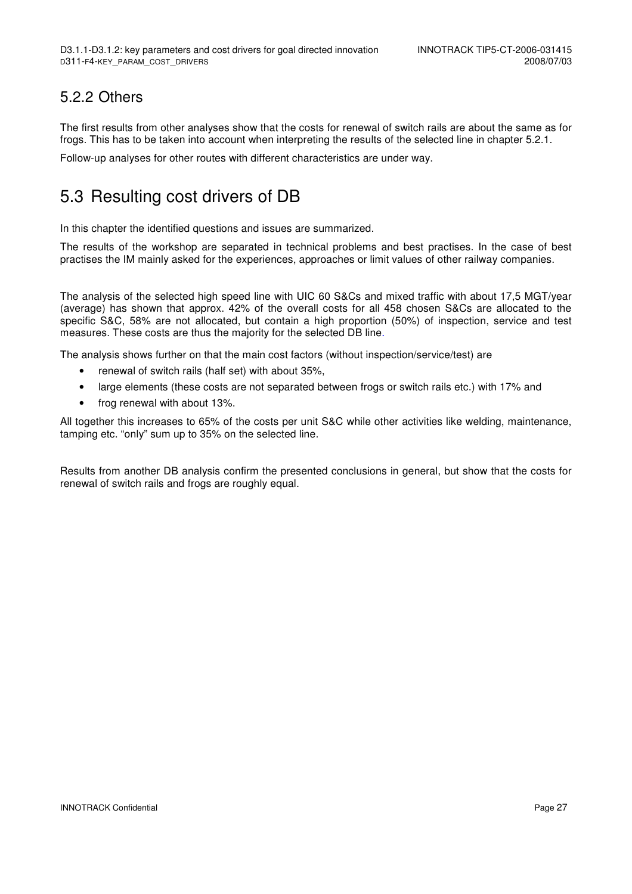### 5.2.2 Others

The first results from other analyses show that the costs for renewal of switch rails are about the same as for frogs. This has to be taken into account when interpreting the results of the selected line in chapter 5.2.1.

Follow-up analyses for other routes with different characteristics are under way.

## 5.3 Resulting cost drivers of DB

In this chapter the identified questions and issues are summarized.

The results of the workshop are separated in technical problems and best practises. In the case of best practises the IM mainly asked for the experiences, approaches or limit values of other railway companies.

The analysis of the selected high speed line with UIC 60 S&Cs and mixed traffic with about 17,5 MGT/year (average) has shown that approx. 42% of the overall costs for all 458 chosen S&Cs are allocated to the specific S&C, 58% are not allocated, but contain a high proportion (50%) of inspection, service and test measures. These costs are thus the majority for the selected DB line.

The analysis shows further on that the main cost factors (without inspection/service/test) are

- renewal of switch rails (half set) with about 35%,
- large elements (these costs are not separated between frogs or switch rails etc.) with 17% and
- frog renewal with about 13%.

All together this increases to 65% of the costs per unit S&C while other activities like welding, maintenance, tamping etc. “only” sum up to 35% on the selected line.

Results from another DB analysis confirm the presented conclusions in general, but show that the costs for renewal of switch rails and frogs are roughly equal.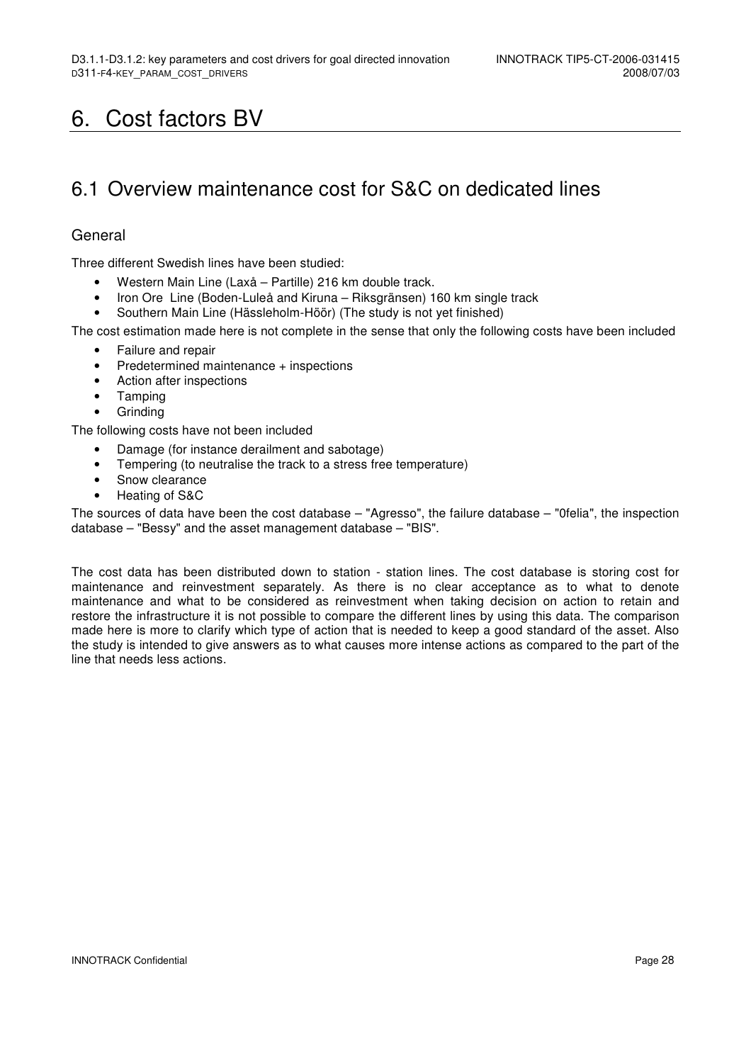# 6. Cost factors BV

## 6.1 Overview maintenance cost for S&C on dedicated lines

### General

Three different Swedish lines have been studied:

- Western Main Line (Laxå – Partille) 216 km double track.
- Iron Ore Line (Boden-Luleå and Kiruna – Riksgränsen) 160 km single track
- Southern Main Line (Hässleholm-Höör) (The study is not yet finished)

The cost estimation made here is not complete in the sense that only the following costs have been included

- Failure and repair
- Predetermined maintenance + inspections
- Action after inspections
- Tamping
- Grinding

The following costs have not been included

- Damage (for instance derailment and sabotage)
- Tempering (to neutralise the track to a stress free temperature)
- Snow clearance
- Heating of S&C

The sources of data have been the cost database – "Agresso", the failure database – "0felia", the inspection database – "Bessy" and the asset management database – "BIS".

The cost data has been distributed down to station - station lines. The cost database is storing cost for maintenance and reinvestment separately. As there is no clear acceptance as to what to denote maintenance and what to be considered as reinvestment when taking decision on action to retain and restore the infrastructure it is not possible to compare the different lines by using this data. The comparison made here is more to clarify which type of action that is needed to keep a good standard of the asset. Also the study is intended to give answers as to what causes more intense actions as compared to the part of the line that needs less actions.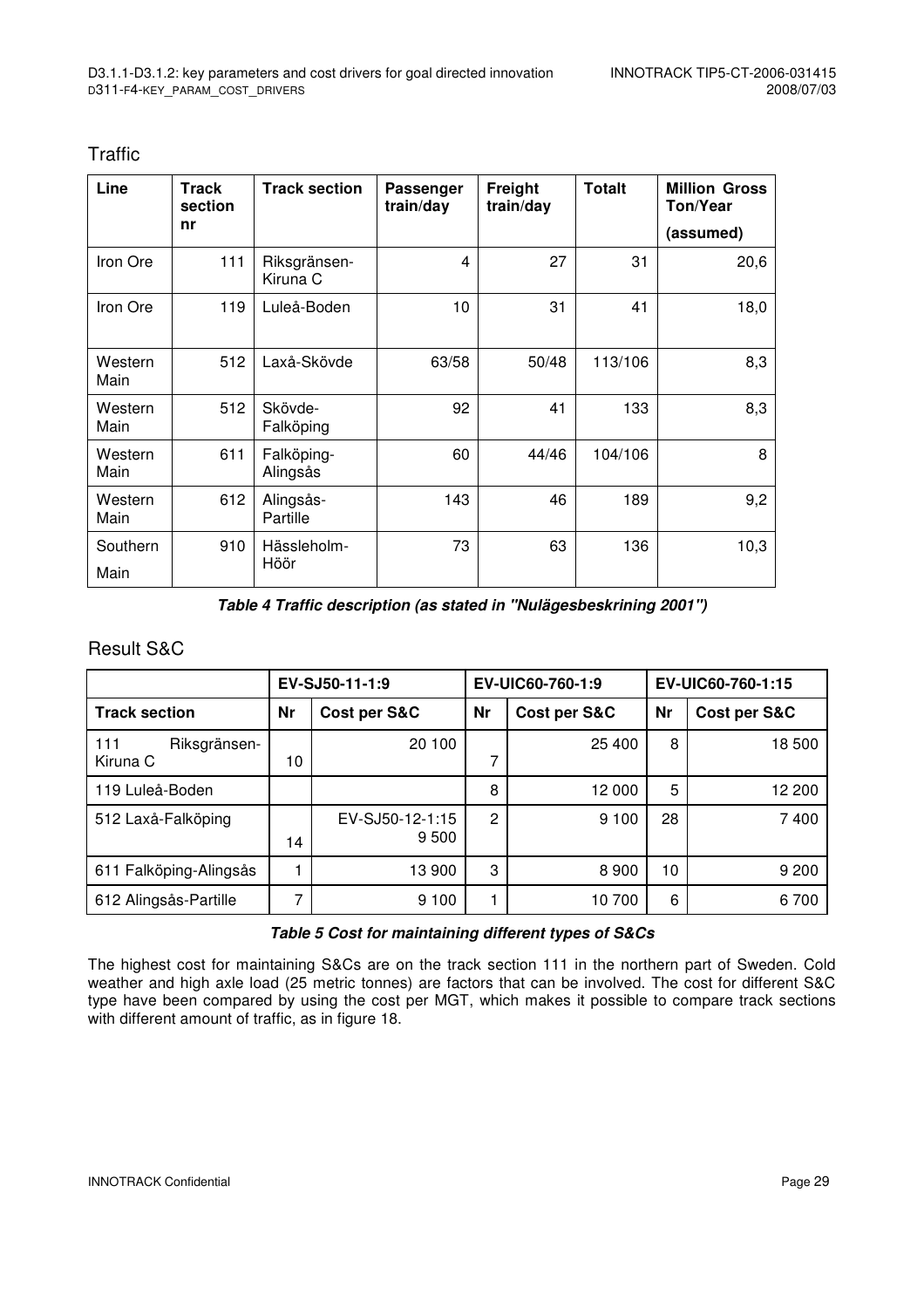## Traffic

| Line | Track section nr | Track section | Passenger train/day | Freight train/day | Totalt | Million Gross Ton/Year (assumed) |
|---|---|---|---|---|---|---|
| Iron Ore | 111 | Riksgränsen-Kiruna C | 4 | 27 | 31 | 20,6 |
| Iron Ore | 119 | Luleå-Boden | 10 | 31 | 41 | 18,0 |
| Western Main | 512 | Laxå-Skövde | 63/58 | 50/48 | 113/106 | 8,3 |
| Western Main | 512 | Skövde-Falköping | 92 | 41 | 133 | 8,3 |
| Western Main | 611 | Falköping-Alingsås | 60 | 44/46 | 104/106 | 8 |
| Western Main | 612 | Alingsås-Partille | 143 | 46 | 189 | 9,2 |
| Southern Main | 910 | Hässleholm-Höör | 73 | 63 | 136 | 10,3 |

***Table 4 Traffic description (as stated in "Nulägesbeskrining 2001")***

## Result S&C

| | EV-SJ50-11-1:9 | | EV-UIC60-760-1:9 | | EV-UIC60-760-1:15 | |
|---|---|---|---|---|---|---|
| **Track section** | **Nr** | **Cost per S&C** | **Nr** | **Cost per S&C** | **Nr** | **Cost per S&C** |
| 111 Riksgränsen-Kiruna C | 10 | 20 100 | 7 | 25 400 | 8 | 18 500 |
| 119 Luleå-Boden | | | 8 | 12 000 | 5 | 12 200 |
| 512 Laxå-Falköping | 14 | EV-SJ50-12-1:15 9 500 | 2 | 9 100 | 28 | 7 400 |
| 611 Falköping-Alingsås | 1 | 13 900 | 3 | 8 900 | 10 | 9 200 |
| 612 Alingsås-Partille | 7 | 9 100 | 1 | 10 700 | 6 | 6 700 |

***Table 5 Cost for maintaining different types of S&Cs***

The highest cost for maintaining S&Cs are on the track section 111 in the northern part of Sweden. Cold weather and high axle load (25 metric tonnes) are factors that can be involved. The cost for different S&C type have been compared by using the cost per MGT, which makes it possible to compare track sections with different amount of traffic, as in figure 18.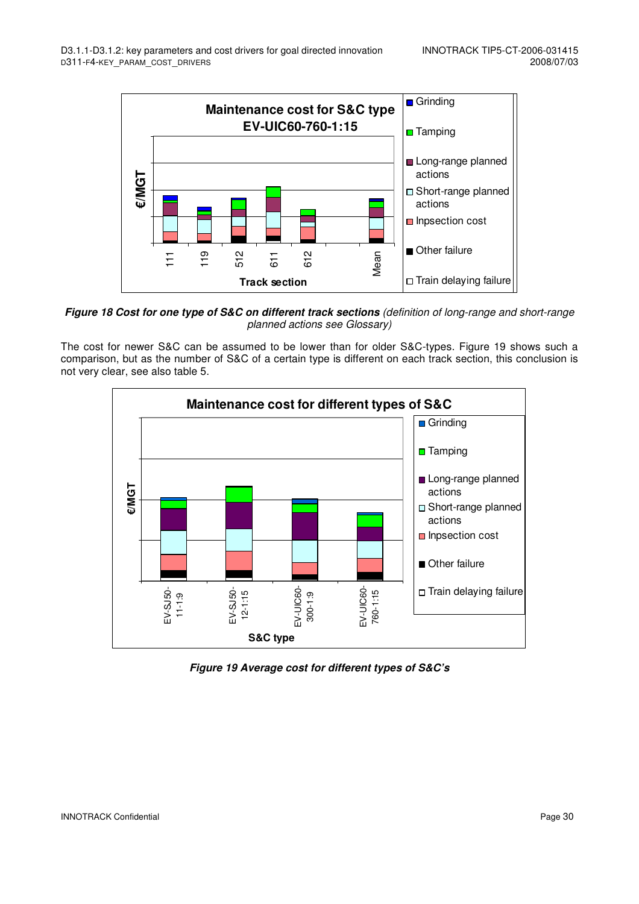**Figure 18 Cost for one type of S&C on different track sections** *(definition of long-range and short-range planned actions see Glossary)*

The cost for newer S&C can be assumed to be lower than for older S&C-types. Figure 19 shows such a comparison, but as the number of S&C of a certain type is different on each track section, this conclusion is not very clear, see also table 5.

***Figure 19 Average cost for different types of S&C's***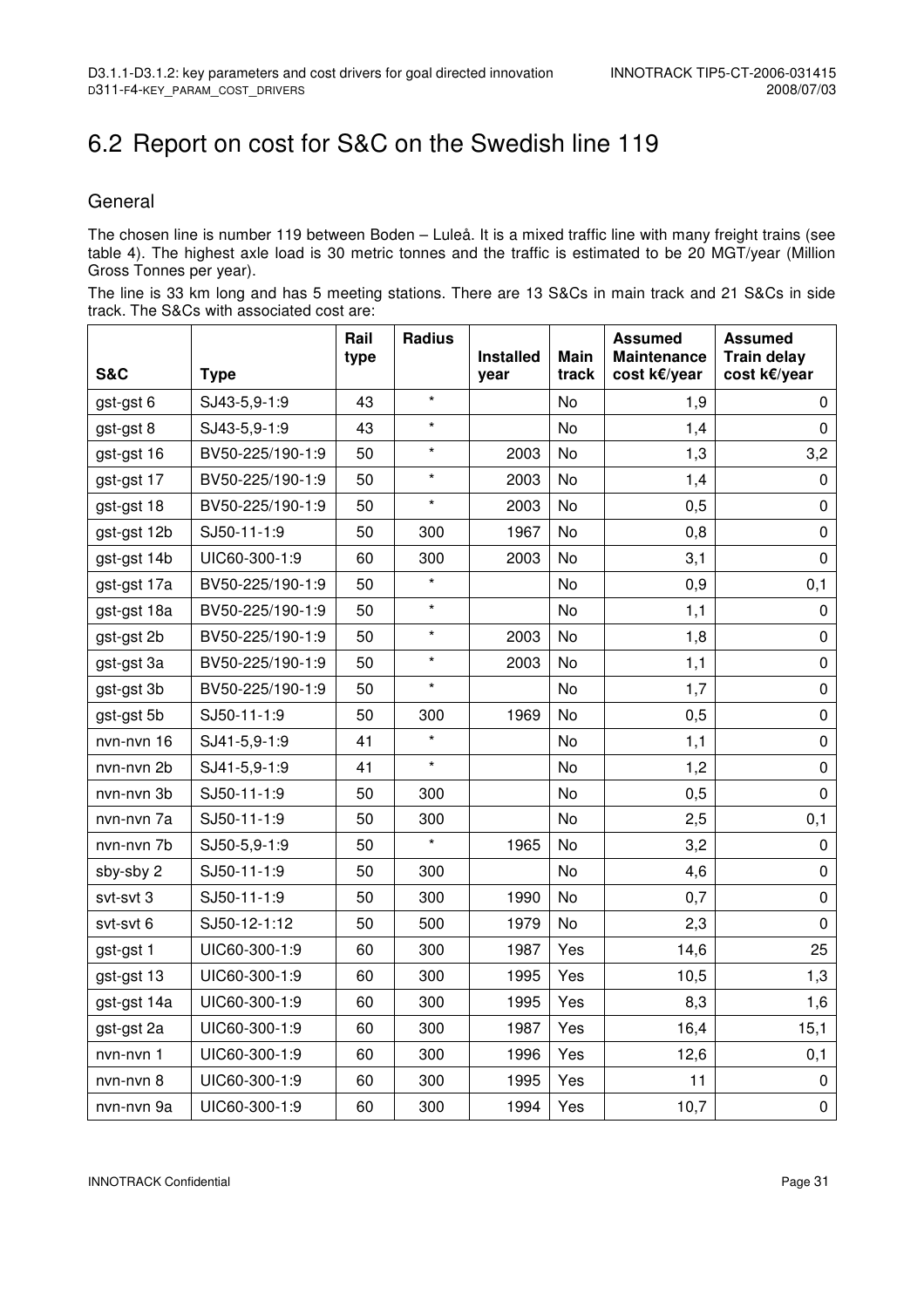# 6.2 Report on cost for S&C on the Swedish line 119

## General

The chosen line is number 119 between Boden – Luleå. It is a mixed traffic line with many freight trains (see table 4). The highest axle load is 30 metric tonnes and the traffic is estimated to be 20 MGT/year (Million Gross Tonnes per year).

The line is 33 km long and has 5 meeting stations. There are 13 S&Cs in main track and 21 S&Cs in side track. The S&Cs with associated cost are:

| S&C | Type | Rail type | Radius | Installed year | Main track | Assumed Maintenance cost k€/year | Assumed Train delay cost k€/year |
|---|---|---|---|---|---|---|---|
| gst-gst 6 | SJ43-5,9-1:9 | 43 | * | | No | 1,9 | 0 |
| gst-gst 8 | SJ43-5,9-1:9 | 43 | * | | No | 1,4 | 0 |
| gst-gst 16 | BV50-225/190-1:9 | 50 | * | 2003 | No | 1,3 | 3,2 |
| gst-gst 17 | BV50-225/190-1:9 | 50 | * | 2003 | No | 1,4 | 0 |
| gst-gst 18 | BV50-225/190-1:9 | 50 | * | 2003 | No | 0,5 | 0 |
| gst-gst 12b | SJ50-11-1:9 | 50 | 300 | 1967 | No | 0,8 | 0 |
| gst-gst 14b | UIC60-300-1:9 | 60 | 300 | 2003 | No | 3,1 | 0 |
| gst-gst 17a | BV50-225/190-1:9 | 50 | * | | No | 0,9 | 0,1 |
| gst-gst 18a | BV50-225/190-1:9 | 50 | * | | No | 1,1 | 0 |
| gst-gst 2b | BV50-225/190-1:9 | 50 | * | 2003 | No | 1,8 | 0 |
| gst-gst 3a | BV50-225/190-1:9 | 50 | * | 2003 | No | 1,1 | 0 |
| gst-gst 3b | BV50-225/190-1:9 | 50 | * | | No | 1,7 | 0 |
| gst-gst 5b | SJ50-11-1:9 | 50 | 300 | 1969 | No | 0,5 | 0 |
| nvn-nvn 16 | SJ41-5,9-1:9 | 41 | * | | No | 1,1 | 0 |
| nvn-nvn 2b | SJ41-5,9-1:9 | 41 | * | | No | 1,2 | 0 |
| nvn-nvn 3b | SJ50-11-1:9 | 50 | 300 | | No | 0,5 | 0 |
| nvn-nvn 7a | SJ50-11-1:9 | 50 | 300 | | No | 2,5 | 0,1 |
| nvn-nvn 7b | SJ50-5,9-1:9 | 50 | * | 1965 | No | 3,2 | 0 |
| sby-sby 2 | SJ50-11-1:9 | 50 | 300 | | No | 4,6 | 0 |
| svt-svt 3 | SJ50-11-1:9 | 50 | 300 | 1990 | No | 0,7 | 0 |
| svt-svt 6 | SJ50-12-1:12 | 50 | 500 | 1979 | No | 2,3 | 0 |
| gst-gst 1 | UIC60-300-1:9 | 60 | 300 | 1987 | Yes | 14,6 | 25 |
| gst-gst 13 | UIC60-300-1:9 | 60 | 300 | 1995 | Yes | 10,5 | 1,3 |
| gst-gst 14a | UIC60-300-1:9 | 60 | 300 | 1995 | Yes | 8,3 | 1,6 |
| gst-gst 2a | UIC60-300-1:9 | 60 | 300 | 1987 | Yes | 16,4 | 15,1 |
| nvn-nvn 1 | UIC60-300-1:9 | 60 | 300 | 1996 | Yes | 12,6 | 0,1 |
| nvn-nvn 8 | UIC60-300-1:9 | 60 | 300 | 1995 | Yes | 11 | 0 |
| nvn-nvn 9a | UIC60-300-1:9 | 60 | 300 | 1994 | Yes | 10,7 | 0 |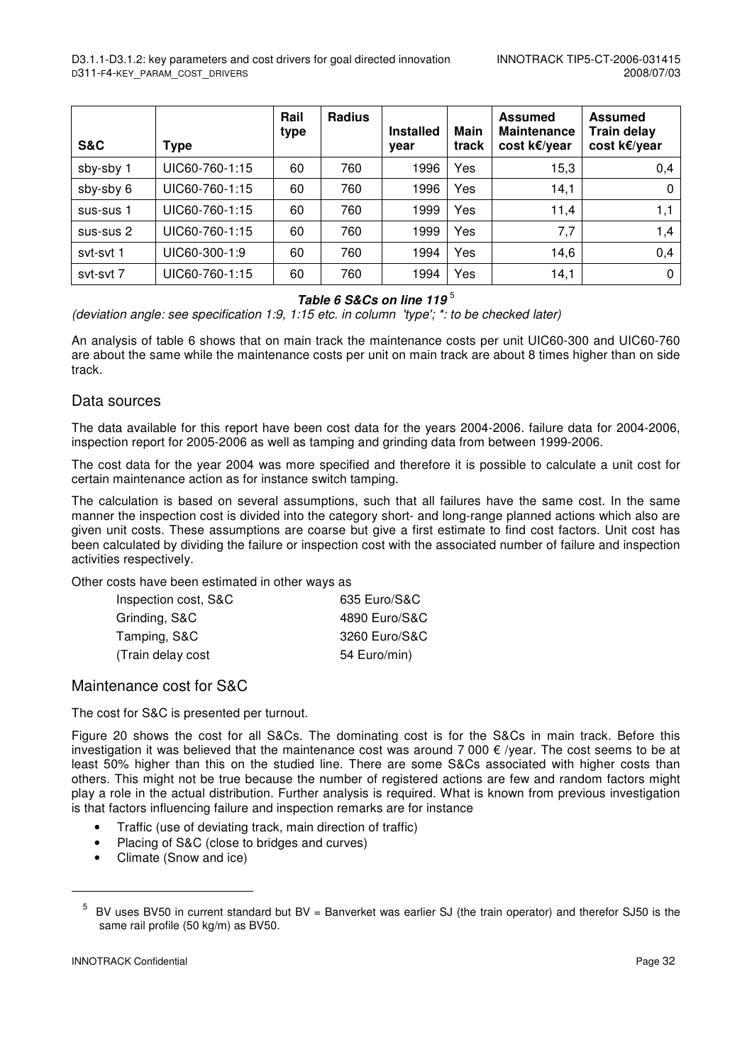| S&C | Type | Rail type | Radius | Installed year | Main track | Assumed Maintenance cost k€/year | Assumed Train delay cost k€/year |
|---|---|---|---|---|---|---|---|
| sby-sby 1 | UIC60-760-1:15 | 60 | 760 | 1996 | Yes | 15,3 | 0,4 |
| sby-sby 6 | UIC60-760-1:15 | 60 | 760 | 1996 | Yes | 14,1 | 0 |
| sus-sus 1 | UIC60-760-1:15 | 60 | 760 | 1999 | Yes | 11,4 | 1,1 |
| sus-sus 2 | UIC60-760-1:15 | 60 | 760 | 1999 | Yes | 7,7 | 1,4 |
| svt-svt 1 | UIC60-300-1:9 | 60 | 760 | 1994 | Yes | 14,6 | 0,4 |
| svt-svt 7 | UIC60-760-1:15 | 60 | 760 | 1994 | Yes | 14,1 | 0 |

***Table 6 S&Cs on line 119***[5]

*(deviation angle: see specification 1:9, 1:15 etc. in column 'type'; *: to be checked later)*

An analysis of table 6 shows that on main track the maintenance costs per unit UIC60-300 and UIC60-760 are about the same while the maintenance costs per unit on main track are about 8 times higher than on side track.

## Data sources

The data available for this report have been cost data for the years 2004-2006. failure data for 2004-2006, inspection report for 2005-2006 as well as tamping and grinding data from between 1999-2006.

The cost data for the year 2004 was more specified and therefore it is possible to calculate a unit cost for certain maintenance action as for instance switch tamping.

The calculation is based on several assumptions, such that all failures have the same cost. In the same manner the inspection cost is divided into the category short- and long-range planned actions which also are given unit costs. These assumptions are coarse but give a first estimate to find cost factors. Unit cost has been calculated by dividing the failure or inspection cost with the associated number of failure and inspection activities respectively.

Other costs have been estimated in other ways as

| | |
|---|---|
| Inspection cost, S&C | 635 Euro/S&C |
| Grinding, S&C | 4890 Euro/S&C |
| Tamping, S&C | 3260 Euro/S&C |
| (Train delay cost | 54 Euro/min) |

## Maintenance cost for S&C

The cost for S&C is presented per turnout.

Figure 20 shows the cost for all S&Cs. The dominating cost is for the S&Cs in main track. Before this investigation it was believed that the maintenance cost was around 7 000 € /year. The cost seems to be at least 50% higher than this on the studied line. There are some S&Cs associated with higher costs than others. This might not be true because the number of registered actions are few and random factors might play a role in the actual distribution. Further analysis is required. What is known from previous investigation is that factors influencing failure and inspection remarks are for instance

- Traffic (use of deviating track, main direction of traffic)
- Placing of S&C (close to bridges and curves)
- Climate (Snow and ice)

---

[5] BV uses BV50 in current standard but BV = Banverket was earlier SJ (the train operator) and therefor SJ50 is the same rail profile (50 kg/m) as BV50.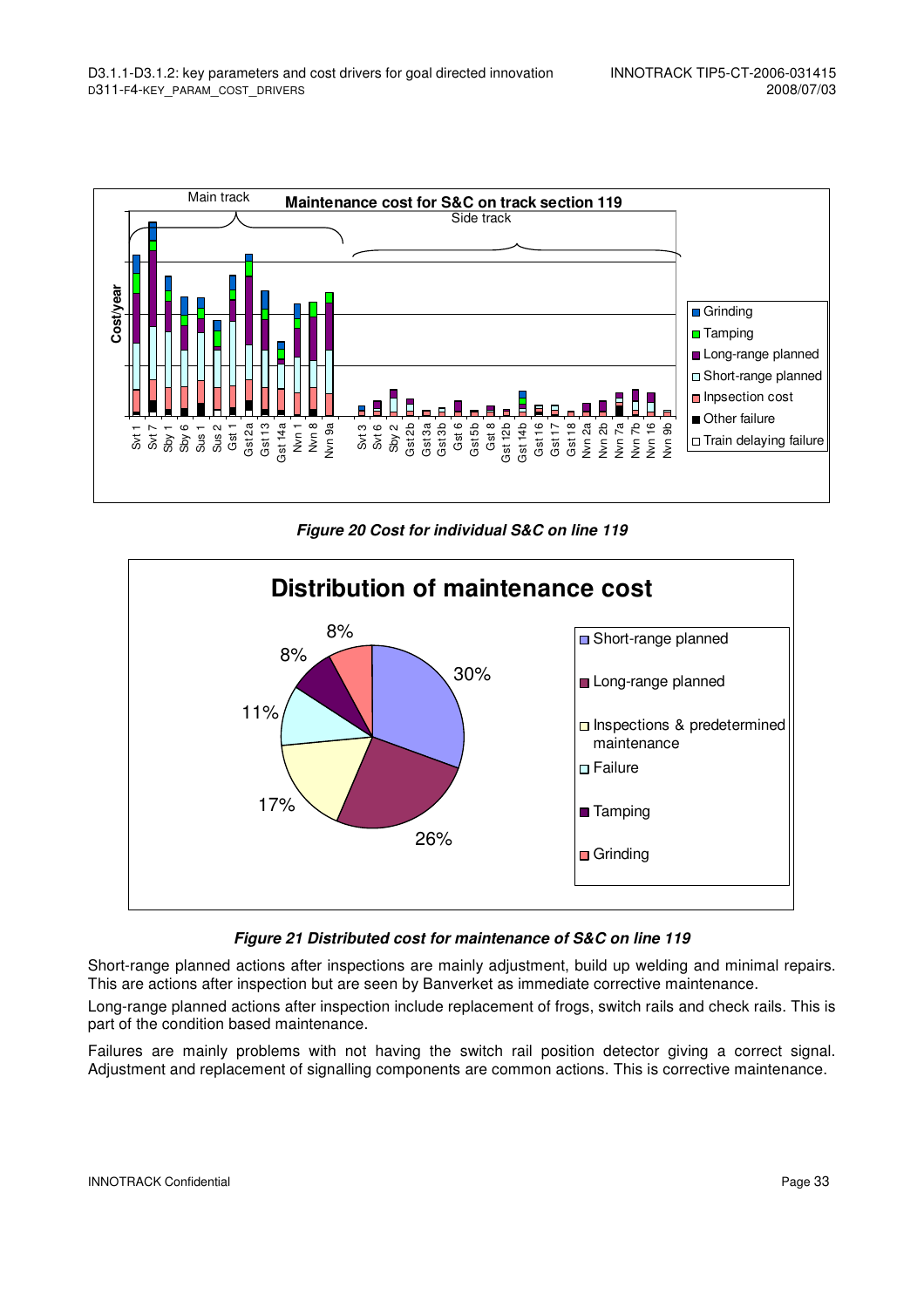**Figure 20 Cost for individual S&C on line 119**

**Figure 21 Distributed cost for maintenance of S&C on line 119**

Short-range planned actions after inspections are mainly adjustment, build up welding and minimal repairs. This are actions after inspection but are seen by Banverket as immediate corrective maintenance.

Long-range planned actions after inspection include replacement of frogs, switch rails and check rails. This is part of the condition based maintenance.

Failures are mainly problems with not having the switch rail position detector giving a correct signal. Adjustment and replacement of signalling components are common actions. This is corrective maintenance.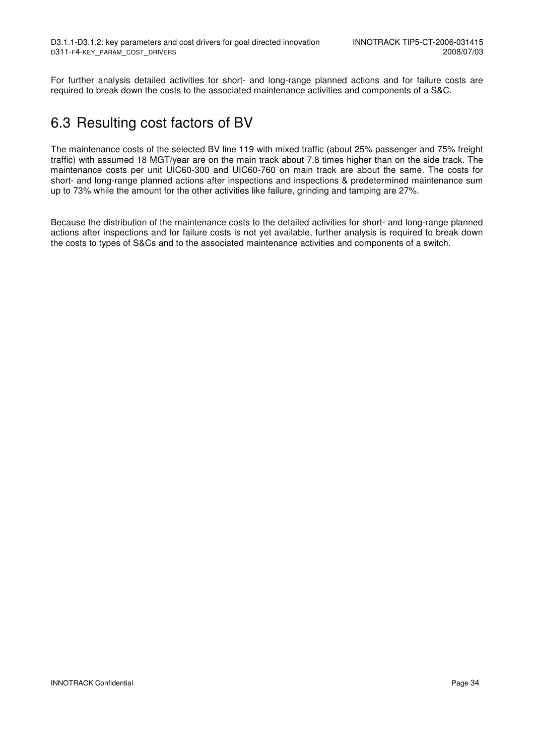For further analysis detailed activities for short- and long-range planned actions and for failure costs are required to break down the costs to the associated maintenance activities and components of a S&C.

## 6.3 Resulting cost factors of BV

The maintenance costs of the selected BV line 119 with mixed traffic (about 25% passenger and 75% freight traffic) with assumed 18 MGT/year are on the main track about 7.8 times higher than on the side track. The maintenance costs per unit UIC60-300 and UIC60-760 on main track are about the same. The costs for short- and long-range planned actions after inspections and inspections & predetermined maintenance sum up to 73% while the amount for the other activities like failure, grinding and tamping are 27%.

Because the distribution of the maintenance costs to the detailed activities for short- and long-range planned actions after inspections and for failure costs is not yet available, further analysis is required to break down the costs to types of S&Cs and to the associated maintenance activities and components of a switch.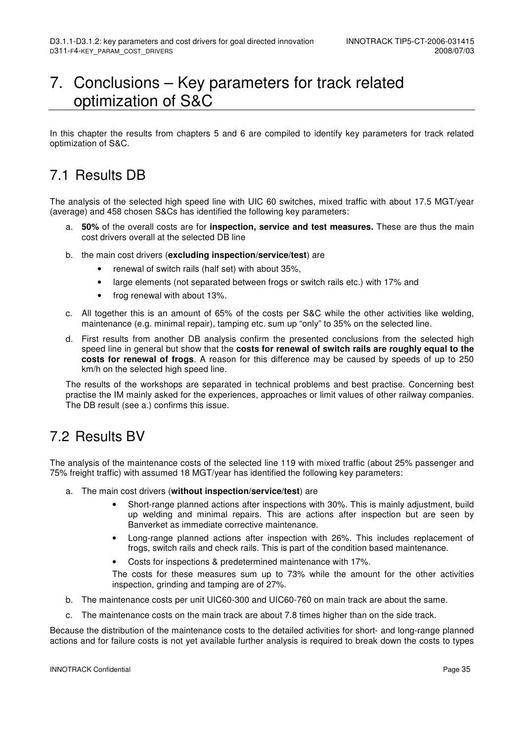# 7. Conclusions – Key parameters for track related optimization of S&C

In this chapter the results from chapters 5 and 6 are compiled to identify key parameters for track related optimization of S&C.

## 7.1 Results DB

The analysis of the selected high speed line with UIC 60 switches, mixed traffic with about 17.5 MGT/year (average) and 458 chosen S&Cs has identified the following key parameters:

a. **50%** of the overall costs are for **inspection, service and test measures.** These are thus the main cost drivers overall at the selected DB line

b. the main cost drivers (**excluding inspection/service/test**) are
   - renewal of switch rails (half set) with about 35%,
   - large elements (not separated between frogs or switch rails etc.) with 17% and
   - frog renewal with about 13%.

c. All together this is an amount of 65% of the costs per S&C while the other activities like welding, maintenance (e.g. minimal repair), tamping etc. sum up "only" to 35% on the selected line.

d. First results from another DB analysis confirm the presented conclusions from the selected high speed line in general but show that the **costs for renewal of switch rails are roughly equal to the costs for renewal of frogs**. A reason for this difference may be caused by speeds of up to 250 km/h on the selected high speed line.

The results of the workshops are separated in technical problems and best practise. Concerning best practise the IM mainly asked for the experiences, approaches or limit values of other railway companies. The DB result (see a.) confirms this issue.

## 7.2 Results BV

The analysis of the maintenance costs of the selected line 119 with mixed traffic (about 25% passenger and 75% freight traffic) with assumed 18 MGT/year has identified the following key parameters:

a. The main cost drivers (**without inspection/service/test**) are
   - Short-range planned actions after inspections with 30%. This is mainly adjustment, build up welding and minimal repairs. This are actions after inspection but are seen by Banverket as immediate corrective maintenance.
   - Long-range planned actions after inspection with 26%. This includes replacement of frogs, switch rails and check rails. This is part of the condition based maintenance.
   - Costs for inspections & predetermined maintenance with 17%.

   The costs for these measures sum up to 73% while the amount for the other activities inspection, grinding and tamping are of 27%.

b. The maintenance costs per unit UIC60-300 and UIC60-760 on main track are about the same.

c. The maintenance costs on the main track are about 7.8 times higher than on the side track.

Because the distribution of the maintenance costs to the detailed activities for short- and long-range planned actions and for failure costs is not yet available further analysis is required to break down the costs to types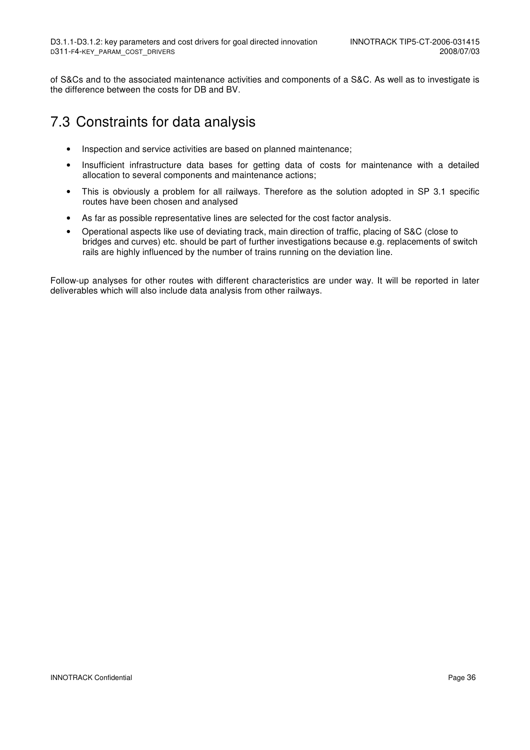of S&Cs and to the associated maintenance activities and components of a S&C. As well as to investigate is the difference between the costs for DB and BV.

## 7.3 Constraints for data analysis

- Inspection and service activities are based on planned maintenance;
- Insufficient infrastructure data bases for getting data of costs for maintenance with a detailed allocation to several components and maintenance actions;
- This is obviously a problem for all railways. Therefore as the solution adopted in SP 3.1 specific routes have been chosen and analysed
- As far as possible representative lines are selected for the cost factor analysis.
- Operational aspects like use of deviating track, main direction of traffic, placing of S&C (close to bridges and curves) etc. should be part of further investigations because e.g. replacements of switch rails are highly influenced by the number of trains running on the deviation line.

Follow-up analyses for other routes with different characteristics are under way. It will be reported in later deliverables which will also include data analysis from other railways.